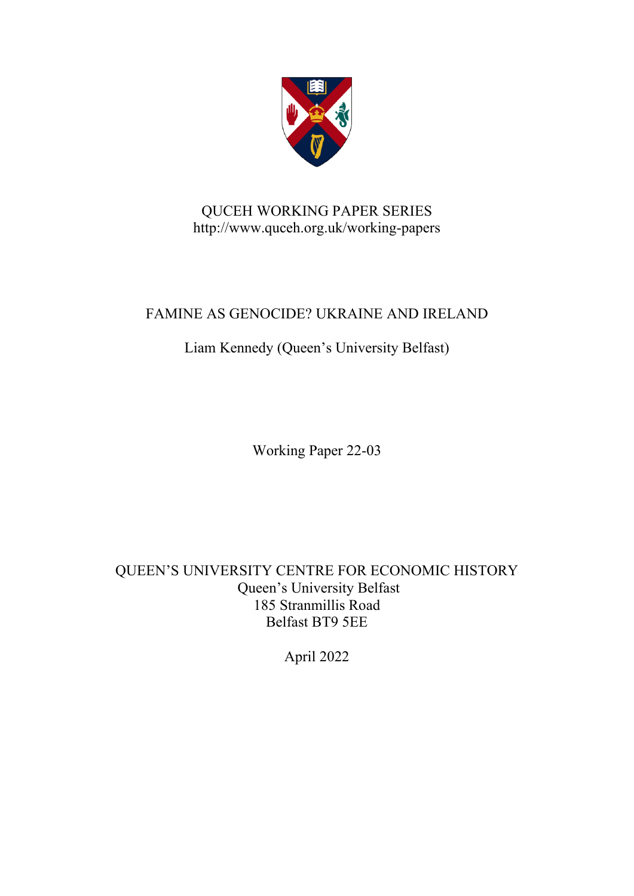QUCEH WORKING PAPER SERIES
http://www.quceh.org.uk/working-papers

# FAMINE AS GENOCIDE? UKRAINE AND IRELAND

Liam Kennedy (Queen's University Belfast)

Working Paper 22-03

QUEEN'S UNIVERSITY CENTRE FOR ECONOMIC HISTORY
Queen's University Belfast
185 Stranmillis Road
Belfast BT9 5EE

April 2022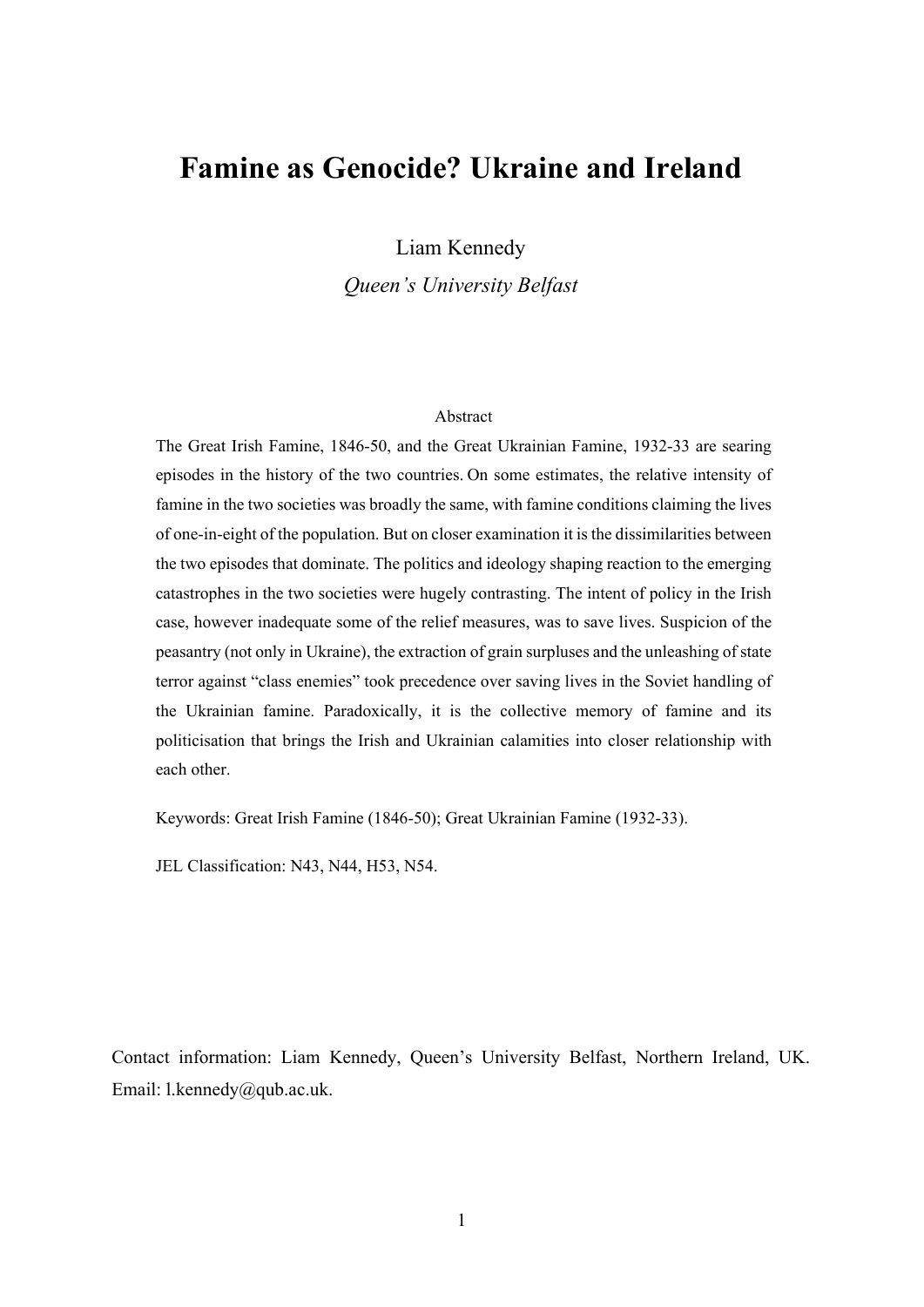# Famine as Genocide? Ukraine and Ireland

Liam Kennedy

*Queen's University Belfast*

Abstract

The Great Irish Famine, 1846-50, and the Great Ukrainian Famine, 1932-33 are searing episodes in the history of the two countries. On some estimates, the relative intensity of famine in the two societies was broadly the same, with famine conditions claiming the lives of one-in-eight of the population. But on closer examination it is the dissimilarities between the two episodes that dominate. The politics and ideology shaping reaction to the emerging catastrophes in the two societies were hugely contrasting. The intent of policy in the Irish case, however inadequate some of the relief measures, was to save lives. Suspicion of the peasantry (not only in Ukraine), the extraction of grain surpluses and the unleashing of state terror against "class enemies" took precedence over saving lives in the Soviet handling of the Ukrainian famine. Paradoxically, it is the collective memory of famine and its politicisation that brings the Irish and Ukrainian calamities into closer relationship with each other.

Keywords: Great Irish Famine (1846-50); Great Ukrainian Famine (1932-33).

JEL Classification: N43, N44, H53, N54.

Contact information: Liam Kennedy, Queen's University Belfast, Northern Ireland, UK. Email: l.kennedy@qub.ac.uk.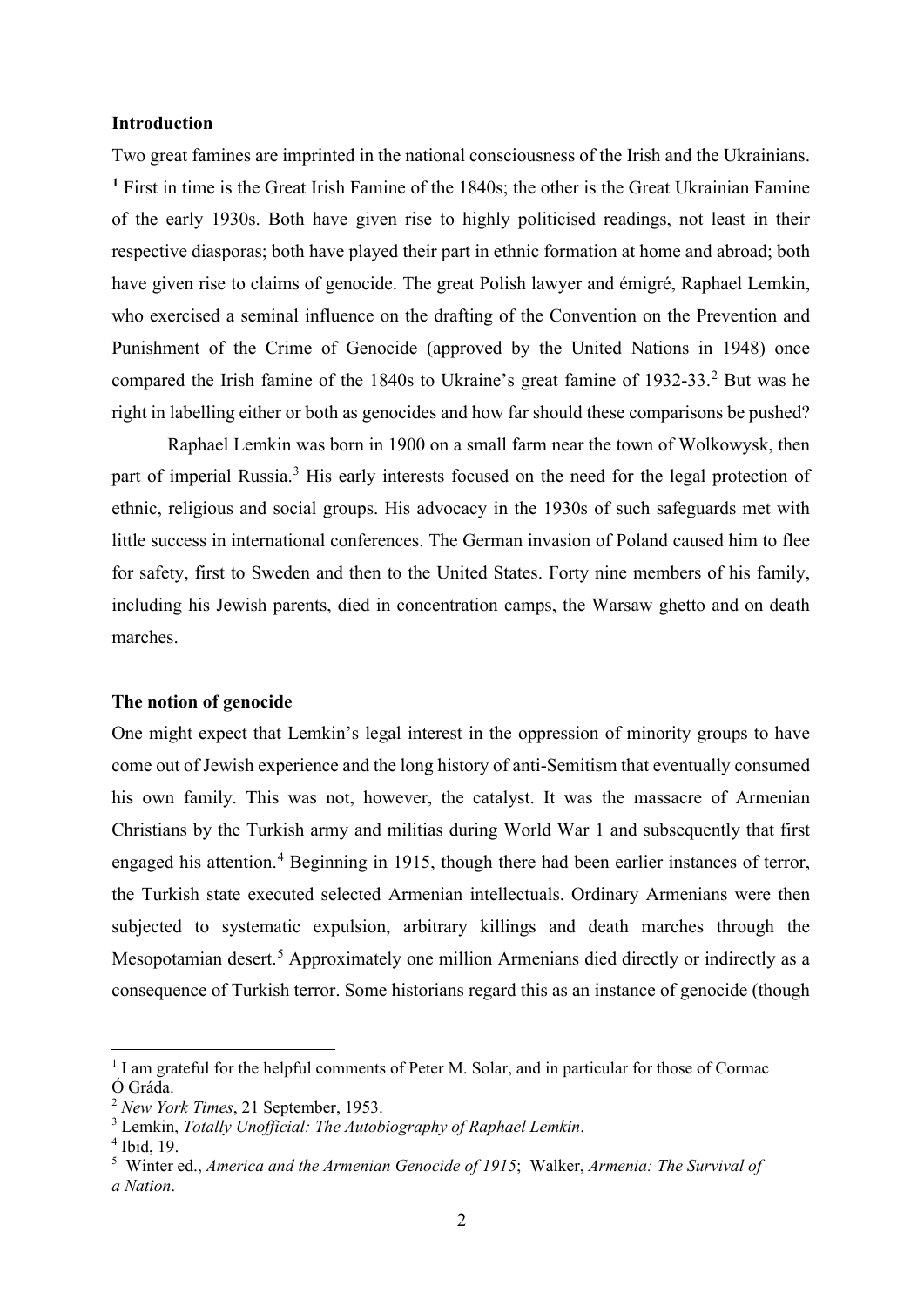**Introduction**

Two great famines are imprinted in the national consciousness of the Irish and the Ukrainians.[1] First in time is the Great Irish Famine of the 1840s; the other is the Great Ukrainian Famine of the early 1930s. Both have given rise to highly politicised readings, not least in their respective diasporas; both have played their part in ethnic formation at home and abroad; both have given rise to claims of genocide. The great Polish lawyer and émigré, Raphael Lemkin, who exercised a seminal influence on the drafting of the Convention on the Prevention and Punishment of the Crime of Genocide (approved by the United Nations in 1948) once compared the Irish famine of the 1840s to Ukraine's great famine of 1932-33.[2] But was he right in labelling either or both as genocides and how far should these comparisons be pushed?

Raphael Lemkin was born in 1900 on a small farm near the town of Wolkowysk, then part of imperial Russia.[3] His early interests focused on the need for the legal protection of ethnic, religious and social groups. His advocacy in the 1930s of such safeguards met with little success in international conferences. The German invasion of Poland caused him to flee for safety, first to Sweden and then to the United States. Forty nine members of his family, including his Jewish parents, died in concentration camps, the Warsaw ghetto and on death marches.

**The notion of genocide**

One might expect that Lemkin's legal interest in the oppression of minority groups to have come out of Jewish experience and the long history of anti-Semitism that eventually consumed his own family. This was not, however, the catalyst. It was the massacre of Armenian Christians by the Turkish army and militias during World War 1 and subsequently that first engaged his attention.[4] Beginning in 1915, though there had been earlier instances of terror, the Turkish state executed selected Armenian intellectuals. Ordinary Armenians were then subjected to systematic expulsion, arbitrary killings and death marches through the Mesopotamian desert.[5] Approximately one million Armenians died directly or indirectly as a consequence of Turkish terror. Some historians regard this as an instance of genocide (though

---

[1] I am grateful for the helpful comments of Peter M. Solar, and in particular for those of Cormac Ó Gráda.

[2] *New York Times*, 21 September, 1953.

[3] Lemkin, *Totally Unofficial: The Autobiography of Raphael Lemkin*.

[4] Ibid, 19.

[5] Winter ed., *America and the Armenian Genocide of 1915*; Walker, *Armenia: The Survival of a Nation*.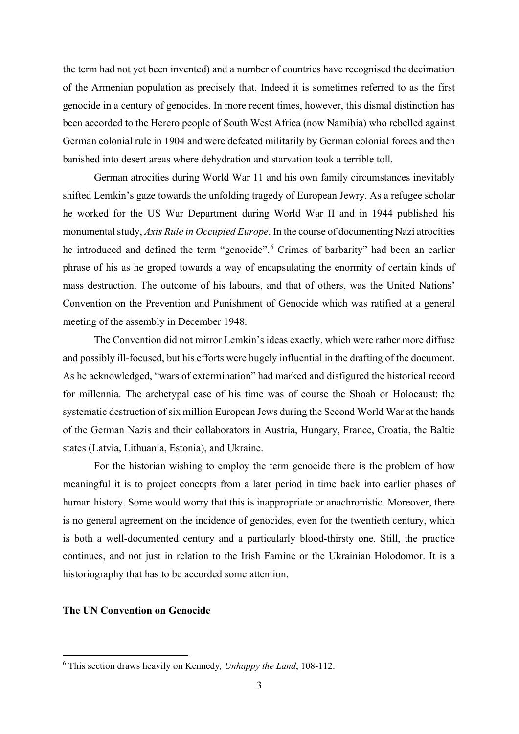the term had not yet been invented) and a number of countries have recognised the decimation of the Armenian population as precisely that. Indeed it is sometimes referred to as the first genocide in a century of genocides. In more recent times, however, this dismal distinction has been accorded to the Herero people of South West Africa (now Namibia) who rebelled against German colonial rule in 1904 and were defeated militarily by German colonial forces and then banished into desert areas where dehydration and starvation took a terrible toll.

German atrocities during World War 11 and his own family circumstances inevitably shifted Lemkin's gaze towards the unfolding tragedy of European Jewry. As a refugee scholar he worked for the US War Department during World War II and in 1944 published his monumental study, *Axis Rule in Occupied Europe*. In the course of documenting Nazi atrocities he introduced and defined the term "genocide".[6] Crimes of barbarity" had been an earlier phrase of his as he groped towards a way of encapsulating the enormity of certain kinds of mass destruction. The outcome of his labours, and that of others, was the United Nations' Convention on the Prevention and Punishment of Genocide which was ratified at a general meeting of the assembly in December 1948.

The Convention did not mirror Lemkin's ideas exactly, which were rather more diffuse and possibly ill-focused, but his efforts were hugely influential in the drafting of the document. As he acknowledged, "wars of extermination" had marked and disfigured the historical record for millennia. The archetypal case of his time was of course the Shoah or Holocaust: the systematic destruction of six million European Jews during the Second World War at the hands of the German Nazis and their collaborators in Austria, Hungary, France, Croatia, the Baltic states (Latvia, Lithuania, Estonia), and Ukraine.

For the historian wishing to employ the term genocide there is the problem of how meaningful it is to project concepts from a later period in time back into earlier phases of human history. Some would worry that this is inappropriate or anachronistic. Moreover, there is no general agreement on the incidence of genocides, even for the twentieth century, which is both a well-documented century and a particularly blood-thirsty one. Still, the practice continues, and not just in relation to the Irish Famine or the Ukrainian Holodomor. It is a historiography that has to be accorded some attention.

**The UN Convention on Genocide**

[6] This section draws heavily on Kennedy*, Unhappy the Land*, 108-112.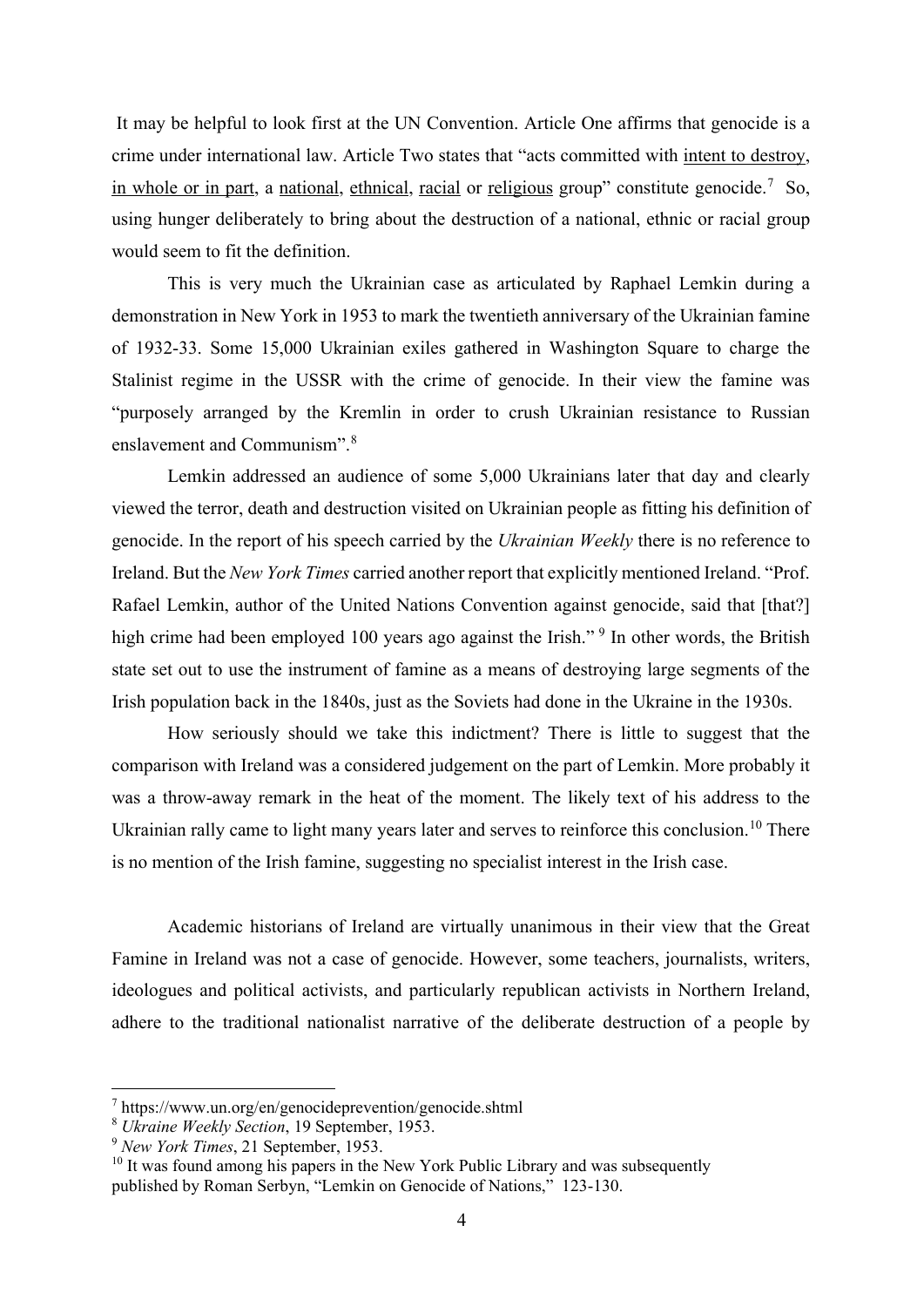It may be helpful to look first at the UN Convention. Article One affirms that genocide is a crime under international law. Article Two states that "acts committed with <u>intent to destroy</u>, <u>in whole or in part</u>, a <u>national</u>, <u>ethnical</u>, <u>racial</u> or <u>religious</u> group" constitute genocide.[7] So, using hunger deliberately to bring about the destruction of a national, ethnic or racial group would seem to fit the definition.

This is very much the Ukrainian case as articulated by Raphael Lemkin during a demonstration in New York in 1953 to mark the twentieth anniversary of the Ukrainian famine of 1932-33. Some 15,000 Ukrainian exiles gathered in Washington Square to charge the Stalinist regime in the USSR with the crime of genocide. In their view the famine was "purposely arranged by the Kremlin in order to crush Ukrainian resistance to Russian enslavement and Communism".[8]

Lemkin addressed an audience of some 5,000 Ukrainians later that day and clearly viewed the terror, death and destruction visited on Ukrainian people as fitting his definition of genocide. In the report of his speech carried by the *Ukrainian Weekly* there is no reference to Ireland. But the *New York Times* carried another report that explicitly mentioned Ireland. "Prof. Rafael Lemkin, author of the United Nations Convention against genocide, said that [that?] high crime had been employed 100 years ago against the Irish."[9] In other words, the British state set out to use the instrument of famine as a means of destroying large segments of the Irish population back in the 1840s, just as the Soviets had done in the Ukraine in the 1930s.

How seriously should we take this indictment? There is little to suggest that the comparison with Ireland was a considered judgement on the part of Lemkin. More probably it was a throw-away remark in the heat of the moment. The likely text of his address to the Ukrainian rally came to light many years later and serves to reinforce this conclusion.[10] There is no mention of the Irish famine, suggesting no specialist interest in the Irish case.

Academic historians of Ireland are virtually unanimous in their view that the Great Famine in Ireland was not a case of genocide. However, some teachers, journalists, writers, ideologues and political activists, and particularly republican activists in Northern Ireland, adhere to the traditional nationalist narrative of the deliberate destruction of a people by

---

[7] https://www.un.org/en/genocideprevention/genocide.shtml

[8] *Ukraine Weekly Section*, 19 September, 1953.

[9] *New York Times*, 21 September, 1953.

[10] It was found among his papers in the New York Public Library and was subsequently published by Roman Serbyn, "Lemkin on Genocide of Nations," 123-130.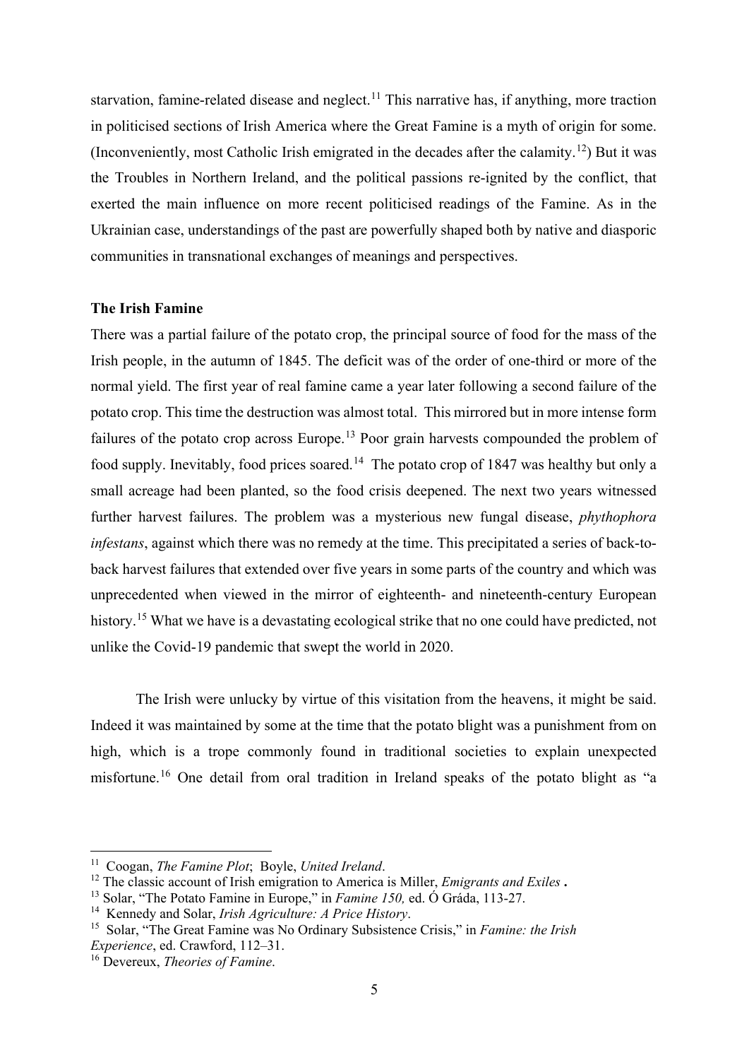starvation, famine-related disease and neglect.[11] This narrative has, if anything, more traction in politicised sections of Irish America where the Great Famine is a myth of origin for some. (Inconveniently, most Catholic Irish emigrated in the decades after the calamity.[12]) But it was the Troubles in Northern Ireland, and the political passions re-ignited by the conflict, that exerted the main influence on more recent politicised readings of the Famine. As in the Ukrainian case, understandings of the past are powerfully shaped both by native and diasporic communities in transnational exchanges of meanings and perspectives.

**The Irish Famine**

There was a partial failure of the potato crop, the principal source of food for the mass of the Irish people, in the autumn of 1845. The deficit was of the order of one-third or more of the normal yield. The first year of real famine came a year later following a second failure of the potato crop. This time the destruction was almost total. This mirrored but in more intense form failures of the potato crop across Europe.[13] Poor grain harvests compounded the problem of food supply. Inevitably, food prices soared.[14] The potato crop of 1847 was healthy but only a small acreage had been planted, so the food crisis deepened. The next two years witnessed further harvest failures. The problem was a mysterious new fungal disease, *phythophora infestans*, against which there was no remedy at the time. This precipitated a series of back-to-back harvest failures that extended over five years in some parts of the country and which was unprecedented when viewed in the mirror of eighteenth- and nineteenth-century European history.[15] What we have is a devastating ecological strike that no one could have predicted, not unlike the Covid-19 pandemic that swept the world in 2020.

The Irish were unlucky by virtue of this visitation from the heavens, it might be said. Indeed it was maintained by some at the time that the potato blight was a punishment from on high, which is a trope commonly found in traditional societies to explain unexpected misfortune.[16] One detail from oral tradition in Ireland speaks of the potato blight as "a

---

[11] Coogan, *The Famine Plot*; Boyle, *United Ireland*.

[12] The classic account of Irish emigration to America is Miller, *Emigrants and Exiles* **.**

[13] Solar, "The Potato Famine in Europe," in *Famine 150,* ed. Ó Gráda, 113-27.

[14] Kennedy and Solar, *Irish Agriculture: A Price History*.

[15] Solar, "The Great Famine was No Ordinary Subsistence Crisis," in *Famine: the Irish Experience*, ed. Crawford, 112–31.

[16] Devereux, *Theories of Famine*.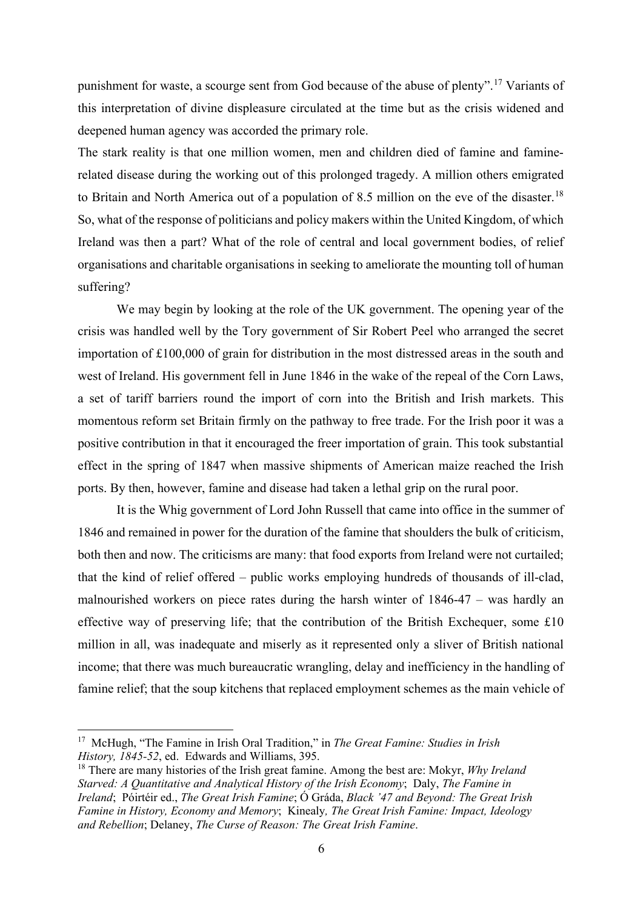punishment for waste, a scourge sent from God because of the abuse of plenty".[17] Variants of this interpretation of divine displeasure circulated at the time but as the crisis widened and deepened human agency was accorded the primary role.

The stark reality is that one million women, men and children died of famine and famine-related disease during the working out of this prolonged tragedy. A million others emigrated to Britain and North America out of a population of 8.5 million on the eve of the disaster.[18] So, what of the response of politicians and policy makers within the United Kingdom, of which Ireland was then a part? What of the role of central and local government bodies, of relief organisations and charitable organisations in seeking to ameliorate the mounting toll of human suffering?

We may begin by looking at the role of the UK government. The opening year of the crisis was handled well by the Tory government of Sir Robert Peel who arranged the secret importation of £100,000 of grain for distribution in the most distressed areas in the south and west of Ireland. His government fell in June 1846 in the wake of the repeal of the Corn Laws, a set of tariff barriers round the import of corn into the British and Irish markets. This momentous reform set Britain firmly on the pathway to free trade. For the Irish poor it was a positive contribution in that it encouraged the freer importation of grain. This took substantial effect in the spring of 1847 when massive shipments of American maize reached the Irish ports. By then, however, famine and disease had taken a lethal grip on the rural poor.

It is the Whig government of Lord John Russell that came into office in the summer of 1846 and remained in power for the duration of the famine that shoulders the bulk of criticism, both then and now. The criticisms are many: that food exports from Ireland were not curtailed; that the kind of relief offered – public works employing hundreds of thousands of ill-clad, malnourished workers on piece rates during the harsh winter of 1846-47 – was hardly an effective way of preserving life; that the contribution of the British Exchequer, some £10 million in all, was inadequate and miserly as it represented only a sliver of British national income; that there was much bureaucratic wrangling, delay and inefficiency in the handling of famine relief; that the soup kitchens that replaced employment schemes as the main vehicle of

---

[17] McHugh, "The Famine in Irish Oral Tradition," in *The Great Famine: Studies in Irish History, 1845-52*, ed. Edwards and Williams, 395.

[18] There are many histories of the Irish great famine. Among the best are: Mokyr, *Why Ireland Starved: A Quantitative and Analytical History of the Irish Economy*; Daly, *The Famine in Ireland*; Póirtéir ed., *The Great Irish Famine*; Ó Gráda, *Black '47 and Beyond: The Great Irish Famine in History, Economy and Memory*; Kinealy, *The Great Irish Famine: Impact, Ideology and Rebellion*; Delaney, *The Curse of Reason: The Great Irish Famine*.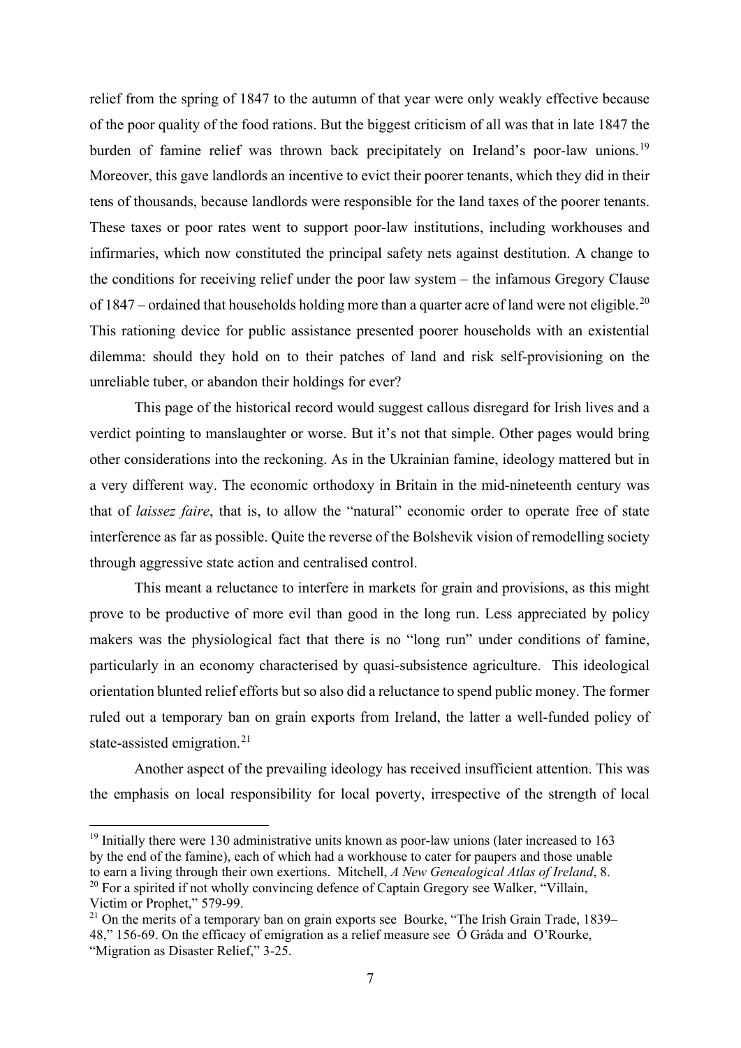relief from the spring of 1847 to the autumn of that year were only weakly effective because of the poor quality of the food rations. But the biggest criticism of all was that in late 1847 the burden of famine relief was thrown back precipitately on Ireland's poor-law unions.[19] Moreover, this gave landlords an incentive to evict their poorer tenants, which they did in their tens of thousands, because landlords were responsible for the land taxes of the poorer tenants. These taxes or poor rates went to support poor-law institutions, including workhouses and infirmaries, which now constituted the principal safety nets against destitution. A change to the conditions for receiving relief under the poor law system – the infamous Gregory Clause of 1847 – ordained that households holding more than a quarter acre of land were not eligible.[20] This rationing device for public assistance presented poorer households with an existential dilemma: should they hold on to their patches of land and risk self-provisioning on the unreliable tuber, or abandon their holdings for ever?

This page of the historical record would suggest callous disregard for Irish lives and a verdict pointing to manslaughter or worse. But it's not that simple. Other pages would bring other considerations into the reckoning. As in the Ukrainian famine, ideology mattered but in a very different way. The economic orthodoxy in Britain in the mid-nineteenth century was that of *laissez faire*, that is, to allow the "natural" economic order to operate free of state interference as far as possible. Quite the reverse of the Bolshevik vision of remodelling society through aggressive state action and centralised control.

This meant a reluctance to interfere in markets for grain and provisions, as this might prove to be productive of more evil than good in the long run. Less appreciated by policy makers was the physiological fact that there is no "long run" under conditions of famine, particularly in an economy characterised by quasi-subsistence agriculture. This ideological orientation blunted relief efforts but so also did a reluctance to spend public money. The former ruled out a temporary ban on grain exports from Ireland, the latter a well-funded policy of state-assisted emigration.[21]

Another aspect of the prevailing ideology has received insufficient attention. This was the emphasis on local responsibility for local poverty, irrespective of the strength of local

---

[19] Initially there were 130 administrative units known as poor-law unions (later increased to 163 by the end of the famine), each of which had a workhouse to cater for paupers and those unable to earn a living through their own exertions. Mitchell, *A New Genealogical Atlas of Ireland*, 8.

[20] For a spirited if not wholly convincing defence of Captain Gregory see Walker, "Villain, Victim or Prophet," 579-99.

[21] On the merits of a temporary ban on grain exports see Bourke, "The Irish Grain Trade, 1839–48," 156-69. On the efficacy of emigration as a relief measure see Ó Gráda and O'Rourke, "Migration as Disaster Relief," 3-25.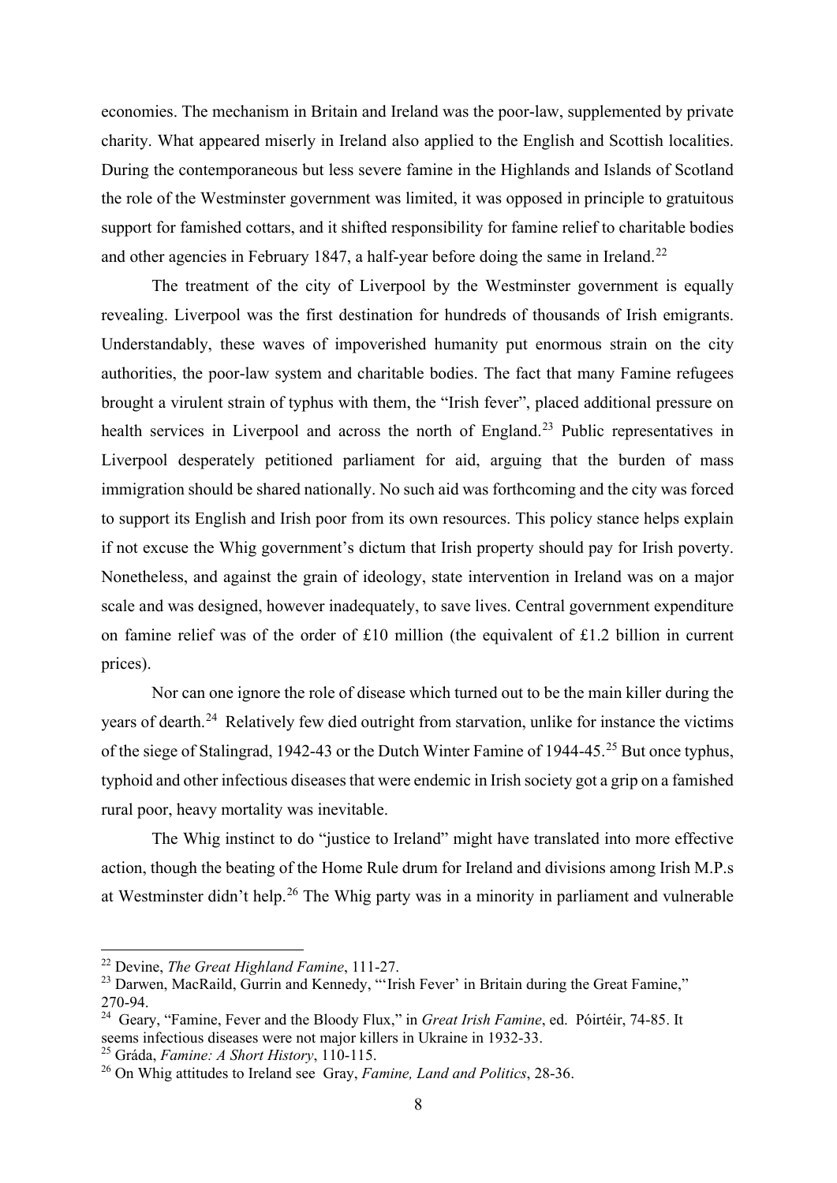economies. The mechanism in Britain and Ireland was the poor-law, supplemented by private charity. What appeared miserly in Ireland also applied to the English and Scottish localities. During the contemporaneous but less severe famine in the Highlands and Islands of Scotland the role of the Westminster government was limited, it was opposed in principle to gratuitous support for famished cottars, and it shifted responsibility for famine relief to charitable bodies and other agencies in February 1847, a half-year before doing the same in Ireland.[22]

The treatment of the city of Liverpool by the Westminster government is equally revealing. Liverpool was the first destination for hundreds of thousands of Irish emigrants. Understandably, these waves of impoverished humanity put enormous strain on the city authorities, the poor-law system and charitable bodies. The fact that many Famine refugees brought a virulent strain of typhus with them, the "Irish fever", placed additional pressure on health services in Liverpool and across the north of England.[23] Public representatives in Liverpool desperately petitioned parliament for aid, arguing that the burden of mass immigration should be shared nationally. No such aid was forthcoming and the city was forced to support its English and Irish poor from its own resources. This policy stance helps explain if not excuse the Whig government's dictum that Irish property should pay for Irish poverty. Nonetheless, and against the grain of ideology, state intervention in Ireland was on a major scale and was designed, however inadequately, to save lives. Central government expenditure on famine relief was of the order of £10 million (the equivalent of £1.2 billion in current prices).

Nor can one ignore the role of disease which turned out to be the main killer during the years of dearth.[24] Relatively few died outright from starvation, unlike for instance the victims of the siege of Stalingrad, 1942-43 or the Dutch Winter Famine of 1944-45.[25] But once typhus, typhoid and other infectious diseases that were endemic in Irish society got a grip on a famished rural poor, heavy mortality was inevitable.

The Whig instinct to do "justice to Ireland" might have translated into more effective action, though the beating of the Home Rule drum for Ireland and divisions among Irish M.P.s at Westminster didn't help.[26] The Whig party was in a minority in parliament and vulnerable

---

[22] Devine, *The Great Highland Famine*, 111-27.

[23] Darwen, MacRaild, Gurrin and Kennedy, "'Irish Fever' in Britain during the Great Famine," 270-94.

[24] Geary, "Famine, Fever and the Bloody Flux," in *Great Irish Famine*, ed. Póirtéir, 74-85. It seems infectious diseases were not major killers in Ukraine in 1932-33.

[25] Gráda, *Famine: A Short History*, 110-115.

[26] On Whig attitudes to Ireland see Gray, *Famine, Land and Politics*, 28-36.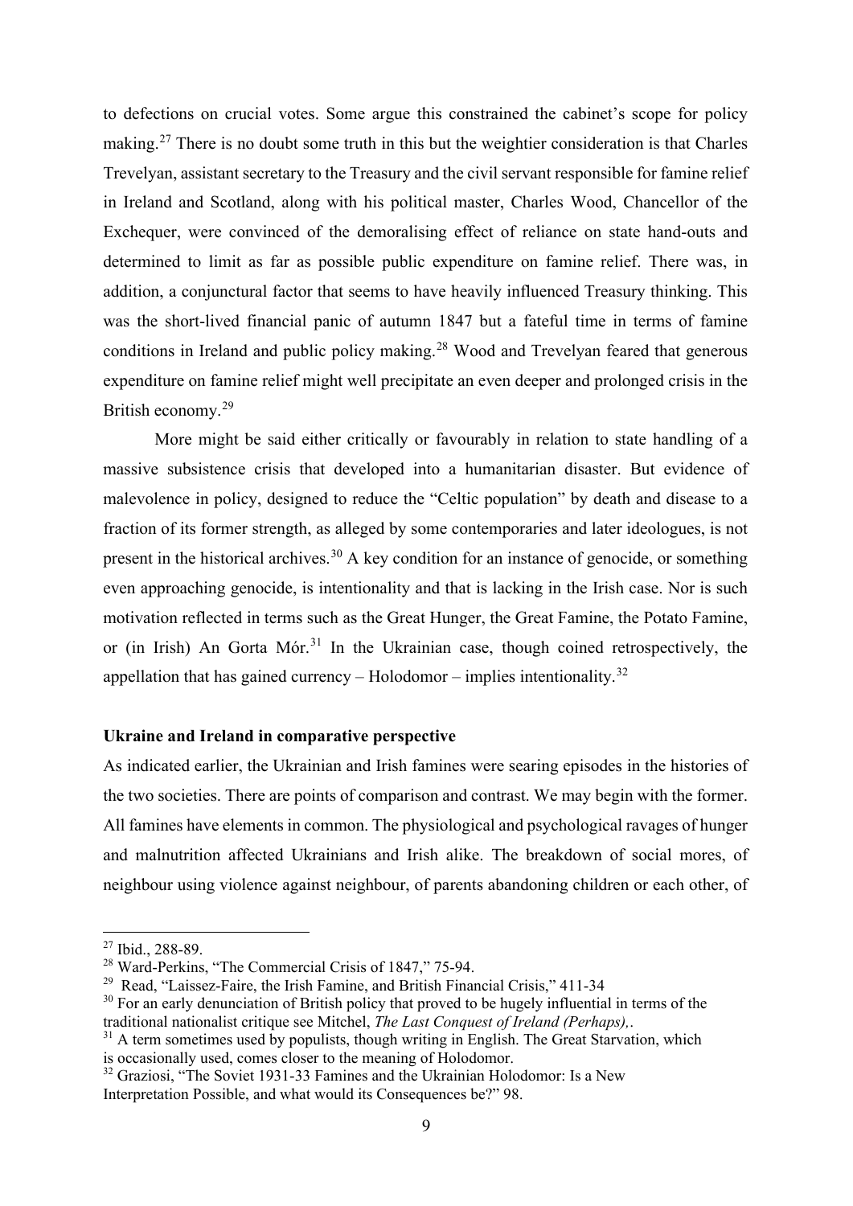to defections on crucial votes. Some argue this constrained the cabinet's scope for policy making.[27] There is no doubt some truth in this but the weightier consideration is that Charles Trevelyan, assistant secretary to the Treasury and the civil servant responsible for famine relief in Ireland and Scotland, along with his political master, Charles Wood, Chancellor of the Exchequer, were convinced of the demoralising effect of reliance on state hand-outs and determined to limit as far as possible public expenditure on famine relief. There was, in addition, a conjunctural factor that seems to have heavily influenced Treasury thinking. This was the short-lived financial panic of autumn 1847 but a fateful time in terms of famine conditions in Ireland and public policy making.[28] Wood and Trevelyan feared that generous expenditure on famine relief might well precipitate an even deeper and prolonged crisis in the British economy.[29]

More might be said either critically or favourably in relation to state handling of a massive subsistence crisis that developed into a humanitarian disaster. But evidence of malevolence in policy, designed to reduce the "Celtic population" by death and disease to a fraction of its former strength, as alleged by some contemporaries and later ideologues, is not present in the historical archives.[30] A key condition for an instance of genocide, or something even approaching genocide, is intentionality and that is lacking in the Irish case. Nor is such motivation reflected in terms such as the Great Hunger, the Great Famine, the Potato Famine, or (in Irish) An Gorta Mór.[31] In the Ukrainian case, though coined retrospectively, the appellation that has gained currency – Holodomor – implies intentionality.[32]

**Ukraine and Ireland in comparative perspective**

As indicated earlier, the Ukrainian and Irish famines were searing episodes in the histories of the two societies. There are points of comparison and contrast. We may begin with the former. All famines have elements in common. The physiological and psychological ravages of hunger and malnutrition affected Ukrainians and Irish alike. The breakdown of social mores, of neighbour using violence against neighbour, of parents abandoning children or each other, of

---

[27] Ibid., 288-89.

[28] Ward-Perkins, "The Commercial Crisis of 1847," 75-94.

[29] Read, "Laissez-Faire, the Irish Famine, and British Financial Crisis," 411-34

[30] For an early denunciation of British policy that proved to be hugely influential in terms of the traditional nationalist critique see Mitchel, *The Last Conquest of Ireland (Perhaps),*.

[31] A term sometimes used by populists, though writing in English. The Great Starvation, which is occasionally used, comes closer to the meaning of Holodomor.

[32] Graziosi, "The Soviet 1931-33 Famines and the Ukrainian Holodomor: Is a New Interpretation Possible, and what would its Consequences be?" 98.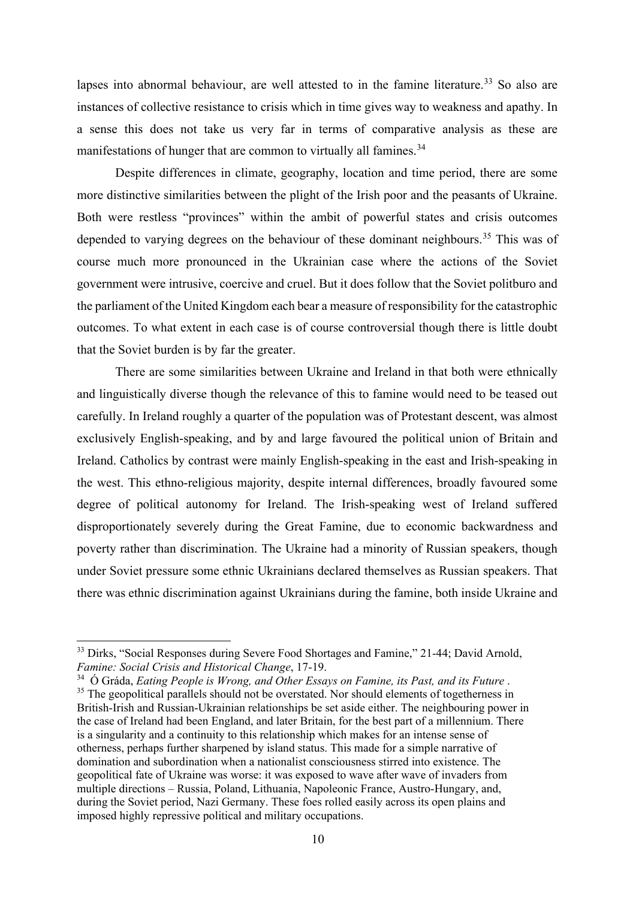lapses into abnormal behaviour, are well attested to in the famine literature.[33] So also are instances of collective resistance to crisis which in time gives way to weakness and apathy. In a sense this does not take us very far in terms of comparative analysis as these are manifestations of hunger that are common to virtually all famines.[34]

Despite differences in climate, geography, location and time period, there are some more distinctive similarities between the plight of the Irish poor and the peasants of Ukraine. Both were restless "provinces" within the ambit of powerful states and crisis outcomes depended to varying degrees on the behaviour of these dominant neighbours.[35] This was of course much more pronounced in the Ukrainian case where the actions of the Soviet government were intrusive, coercive and cruel. But it does follow that the Soviet politburo and the parliament of the United Kingdom each bear a measure of responsibility for the catastrophic outcomes. To what extent in each case is of course controversial though there is little doubt that the Soviet burden is by far the greater.

There are some similarities between Ukraine and Ireland in that both were ethnically and linguistically diverse though the relevance of this to famine would need to be teased out carefully. In Ireland roughly a quarter of the population was of Protestant descent, was almost exclusively English-speaking, and by and large favoured the political union of Britain and Ireland. Catholics by contrast were mainly English-speaking in the east and Irish-speaking in the west. This ethno-religious majority, despite internal differences, broadly favoured some degree of political autonomy for Ireland. The Irish-speaking west of Ireland suffered disproportionately severely during the Great Famine, due to economic backwardness and poverty rather than discrimination. The Ukraine had a minority of Russian speakers, though under Soviet pressure some ethnic Ukrainians declared themselves as Russian speakers. That there was ethnic discrimination against Ukrainians during the famine, both inside Ukraine and

---

[33] Dirks, "Social Responses during Severe Food Shortages and Famine," 21-44; David Arnold, *Famine: Social Crisis and Historical Change*, 17-19.

[34] Ó Gráda, *Eating People is Wrong, and Other Essays on Famine, its Past, and its Future* .

[35] The geopolitical parallels should not be overstated. Nor should elements of togetherness in British-Irish and Russian-Ukrainian relationships be set aside either. The neighbouring power in the case of Ireland had been England, and later Britain, for the best part of a millennium. There is a singularity and a continuity to this relationship which makes for an intense sense of otherness, perhaps further sharpened by island status. This made for a simple narrative of domination and subordination when a nationalist consciousness stirred into existence. The geopolitical fate of Ukraine was worse: it was exposed to wave after wave of invaders from multiple directions – Russia, Poland, Lithuania, Napoleonic France, Austro-Hungary, and, during the Soviet period, Nazi Germany. These foes rolled easily across its open plains and imposed highly repressive political and military occupations.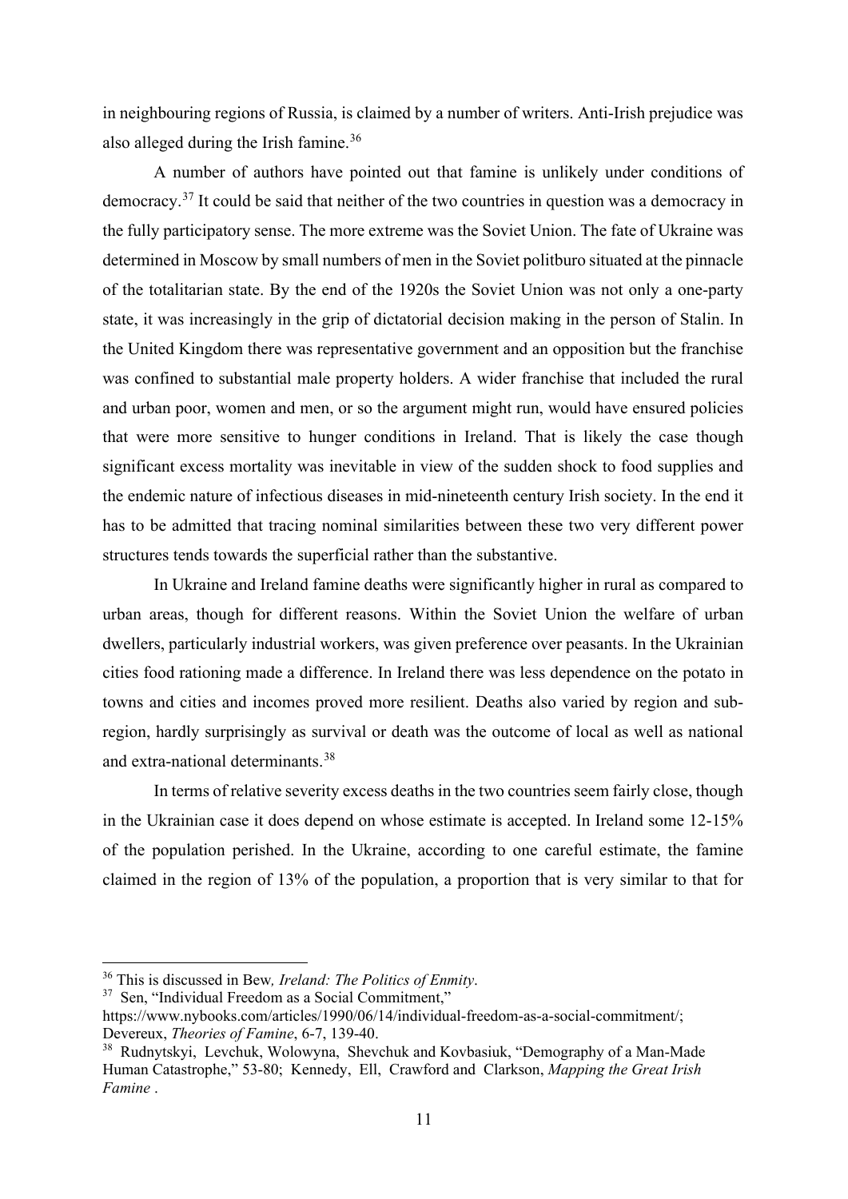in neighbouring regions of Russia, is claimed by a number of writers. Anti-Irish prejudice was also alleged during the Irish famine.[36]

A number of authors have pointed out that famine is unlikely under conditions of democracy.[37] It could be said that neither of the two countries in question was a democracy in the fully participatory sense. The more extreme was the Soviet Union. The fate of Ukraine was determined in Moscow by small numbers of men in the Soviet politburo situated at the pinnacle of the totalitarian state. By the end of the 1920s the Soviet Union was not only a one-party state, it was increasingly in the grip of dictatorial decision making in the person of Stalin. In the United Kingdom there was representative government and an opposition but the franchise was confined to substantial male property holders. A wider franchise that included the rural and urban poor, women and men, or so the argument might run, would have ensured policies that were more sensitive to hunger conditions in Ireland. That is likely the case though significant excess mortality was inevitable in view of the sudden shock to food supplies and the endemic nature of infectious diseases in mid-nineteenth century Irish society. In the end it has to be admitted that tracing nominal similarities between these two very different power structures tends towards the superficial rather than the substantive.

In Ukraine and Ireland famine deaths were significantly higher in rural as compared to urban areas, though for different reasons. Within the Soviet Union the welfare of urban dwellers, particularly industrial workers, was given preference over peasants. In the Ukrainian cities food rationing made a difference. In Ireland there was less dependence on the potato in towns and cities and incomes proved more resilient. Deaths also varied by region and sub-region, hardly surprisingly as survival or death was the outcome of local as well as national and extra-national determinants.[38]

In terms of relative severity excess deaths in the two countries seem fairly close, though in the Ukrainian case it does depend on whose estimate is accepted. In Ireland some 12-15% of the population perished. In the Ukraine, according to one careful estimate, the famine claimed in the region of 13% of the population, a proportion that is very similar to that for

---

[36] This is discussed in Bew*, Ireland: The Politics of Enmity*.

[37] Sen, "Individual Freedom as a Social Commitment," https://www.nybooks.com/articles/1990/06/14/individual-freedom-as-a-social-commitment/; Devereux, *Theories of Famine*, 6-7, 139-40.

[38] Rudnytskyi, Levchuk, Wolowyna, Shevchuk and Kovbasiuk, "Demography of a Man-Made Human Catastrophe," 53-80; Kennedy, Ell, Crawford and Clarkson, *Mapping the Great Irish Famine* .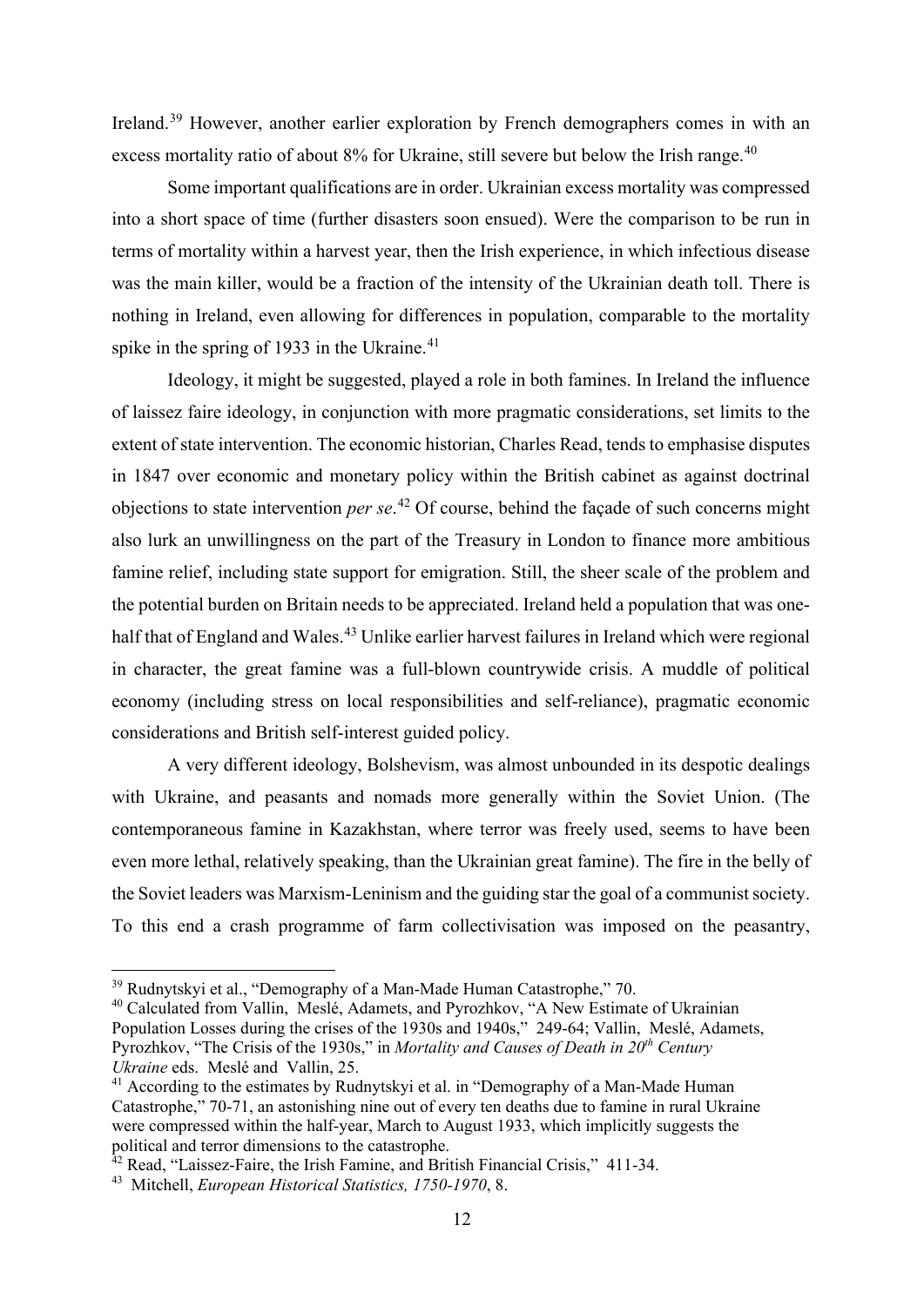Ireland.[39] However, another earlier exploration by French demographers comes in with an excess mortality ratio of about 8% for Ukraine, still severe but below the Irish range.[40]

Some important qualifications are in order. Ukrainian excess mortality was compressed into a short space of time (further disasters soon ensued). Were the comparison to be run in terms of mortality within a harvest year, then the Irish experience, in which infectious disease was the main killer, would be a fraction of the intensity of the Ukrainian death toll. There is nothing in Ireland, even allowing for differences in population, comparable to the mortality spike in the spring of 1933 in the Ukraine.[41]

Ideology, it might be suggested, played a role in both famines. In Ireland the influence of laissez faire ideology, in conjunction with more pragmatic considerations, set limits to the extent of state intervention. The economic historian, Charles Read, tends to emphasise disputes in 1847 over economic and monetary policy within the British cabinet as against doctrinal objections to state intervention *per se*.[42] Of course, behind the façade of such concerns might also lurk an unwillingness on the part of the Treasury in London to finance more ambitious famine relief, including state support for emigration. Still, the sheer scale of the problem and the potential burden on Britain needs to be appreciated. Ireland held a population that was one-half that of England and Wales.[43] Unlike earlier harvest failures in Ireland which were regional in character, the great famine was a full-blown countrywide crisis. A muddle of political economy (including stress on local responsibilities and self-reliance), pragmatic economic considerations and British self-interest guided policy.

A very different ideology, Bolshevism, was almost unbounded in its despotic dealings with Ukraine, and peasants and nomads more generally within the Soviet Union. (The contemporaneous famine in Kazakhstan, where terror was freely used, seems to have been even more lethal, relatively speaking, than the Ukrainian great famine). The fire in the belly of the Soviet leaders was Marxism-Leninism and the guiding star the goal of a communist society. To this end a crash programme of farm collectivisation was imposed on the peasantry,

---

[39] Rudnytskyi et al., "Demography of a Man-Made Human Catastrophe," 70.

[40] Calculated from Vallin, Meslé, Adamets, and Pyrozhkov, "A New Estimate of Ukrainian Population Losses during the crises of the 1930s and 1940s," 249-64; Vallin, Meslé, Adamets, Pyrozhkov, "The Crisis of the 1930s," in *Mortality and Causes of Death in 20th Century Ukraine* eds. Meslé and Vallin, 25.

[41] According to the estimates by Rudnytskyi et al. in "Demography of a Man-Made Human Catastrophe," 70-71, an astonishing nine out of every ten deaths due to famine in rural Ukraine were compressed within the half-year, March to August 1933, which implicitly suggests the political and terror dimensions to the catastrophe.

[42] Read, "Laissez-Faire, the Irish Famine, and British Financial Crisis," 411-34.

[43] Mitchell, *European Historical Statistics, 1750-1970*, 8.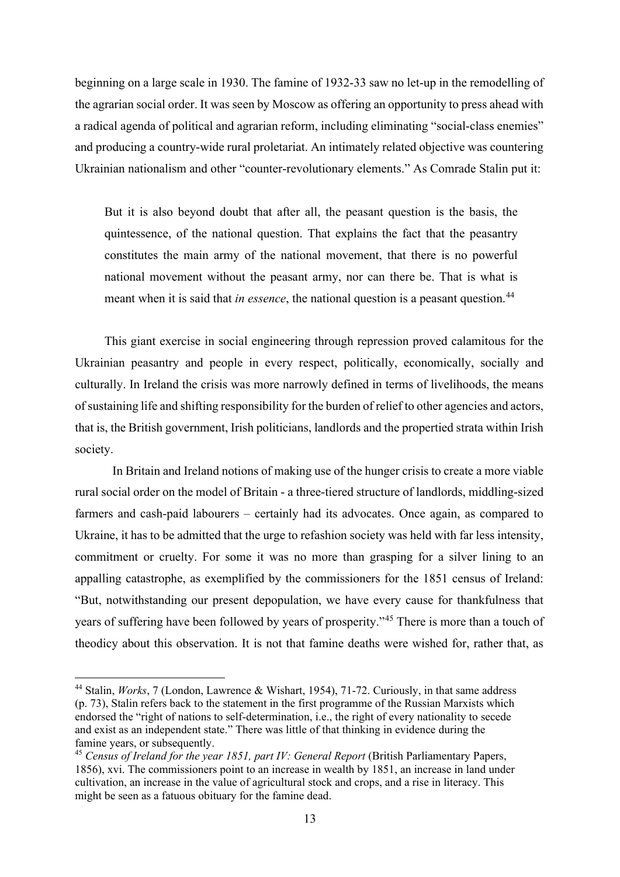beginning on a large scale in 1930. The famine of 1932-33 saw no let-up in the remodelling of the agrarian social order. It was seen by Moscow as offering an opportunity to press ahead with a radical agenda of political and agrarian reform, including eliminating "social-class enemies" and producing a country-wide rural proletariat. An intimately related objective was countering Ukrainian nationalism and other "counter-revolutionary elements." As Comrade Stalin put it:

> But it is also beyond doubt that after all, the peasant question is the basis, the quintessence, of the national question. That explains the fact that the peasantry constitutes the main army of the national movement, that there is no powerful national movement without the peasant army, nor can there be. That is what is meant when it is said that *in essence*, the national question is a peasant question.[44]

This giant exercise in social engineering through repression proved calamitous for the Ukrainian peasantry and people in every respect, politically, economically, socially and culturally. In Ireland the crisis was more narrowly defined in terms of livelihoods, the means of sustaining life and shifting responsibility for the burden of relief to other agencies and actors, that is, the British government, Irish politicians, landlords and the propertied strata within Irish society.

In Britain and Ireland notions of making use of the hunger crisis to create a more viable rural social order on the model of Britain - a three-tiered structure of landlords, middling-sized farmers and cash-paid labourers – certainly had its advocates. Once again, as compared to Ukraine, it has to be admitted that the urge to refashion society was held with far less intensity, commitment or cruelty. For some it was no more than grasping for a silver lining to an appalling catastrophe, as exemplified by the commissioners for the 1851 census of Ireland: "But, notwithstanding our present depopulation, we have every cause for thankfulness that years of suffering have been followed by years of prosperity."[45] There is more than a touch of theodicy about this observation. It is not that famine deaths were wished for, rather that, as

---

[44] Stalin, *Works*, 7 (London, Lawrence & Wishart, 1954), 71-72. Curiously, in that same address (p. 73), Stalin refers back to the statement in the first programme of the Russian Marxists which endorsed the "right of nations to self-determination, i.e., the right of every nationality to secede and exist as an independent state." There was little of that thinking in evidence during the famine years, or subsequently.

[45] *Census of Ireland for the year 1851, part IV: General Report* (British Parliamentary Papers, 1856), xvi. The commissioners point to an increase in wealth by 1851, an increase in land under cultivation, an increase in the value of agricultural stock and crops, and a rise in literacy. This might be seen as a fatuous obituary for the famine dead.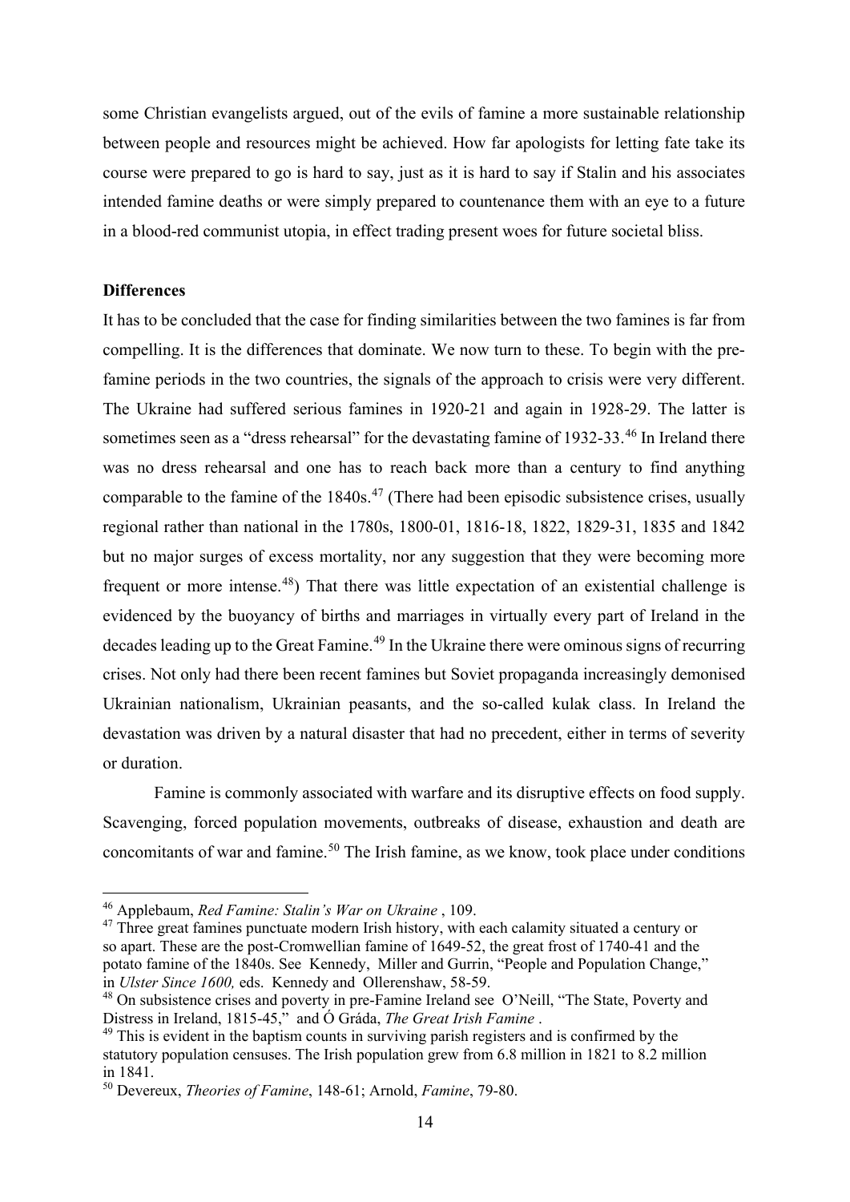some Christian evangelists argued, out of the evils of famine a more sustainable relationship between people and resources might be achieved. How far apologists for letting fate take its course were prepared to go is hard to say, just as it is hard to say if Stalin and his associates intended famine deaths or were simply prepared to countenance them with an eye to a future in a blood-red communist utopia, in effect trading present woes for future societal bliss.

**Differences**

It has to be concluded that the case for finding similarities between the two famines is far from compelling. It is the differences that dominate. We now turn to these. To begin with the pre-famine periods in the two countries, the signals of the approach to crisis were very different. The Ukraine had suffered serious famines in 1920-21 and again in 1928-29. The latter is sometimes seen as a "dress rehearsal" for the devastating famine of 1932-33.[46] In Ireland there was no dress rehearsal and one has to reach back more than a century to find anything comparable to the famine of the 1840s.[47] (There had been episodic subsistence crises, usually regional rather than national in the 1780s, 1800-01, 1816-18, 1822, 1829-31, 1835 and 1842 but no major surges of excess mortality, nor any suggestion that they were becoming more frequent or more intense.[48]) That there was little expectation of an existential challenge is evidenced by the buoyancy of births and marriages in virtually every part of Ireland in the decades leading up to the Great Famine.[49] In the Ukraine there were ominous signs of recurring crises. Not only had there been recent famines but Soviet propaganda increasingly demonised Ukrainian nationalism, Ukrainian peasants, and the so-called kulak class. In Ireland the devastation was driven by a natural disaster that had no precedent, either in terms of severity or duration.

Famine is commonly associated with warfare and its disruptive effects on food supply. Scavenging, forced population movements, outbreaks of disease, exhaustion and death are concomitants of war and famine.[50] The Irish famine, as we know, took place under conditions

---

[46] Applebaum, *Red Famine: Stalin's War on Ukraine* , 109.

[47] Three great famines punctuate modern Irish history, with each calamity situated a century or so apart. These are the post-Cromwellian famine of 1649-52, the great frost of 1740-41 and the potato famine of the 1840s. See Kennedy, Miller and Gurrin, "People and Population Change," in *Ulster Since 1600,* eds. Kennedy and Ollerenshaw, 58-59.

[48] On subsistence crises and poverty in pre-Famine Ireland see O'Neill, "The State, Poverty and Distress in Ireland, 1815-45," and Ó Gráda, *The Great Irish Famine* .

[49] This is evident in the baptism counts in surviving parish registers and is confirmed by the statutory population censuses. The Irish population grew from 6.8 million in 1821 to 8.2 million in 1841.

[50] Devereux, *Theories of Famine*, 148-61; Arnold, *Famine*, 79-80.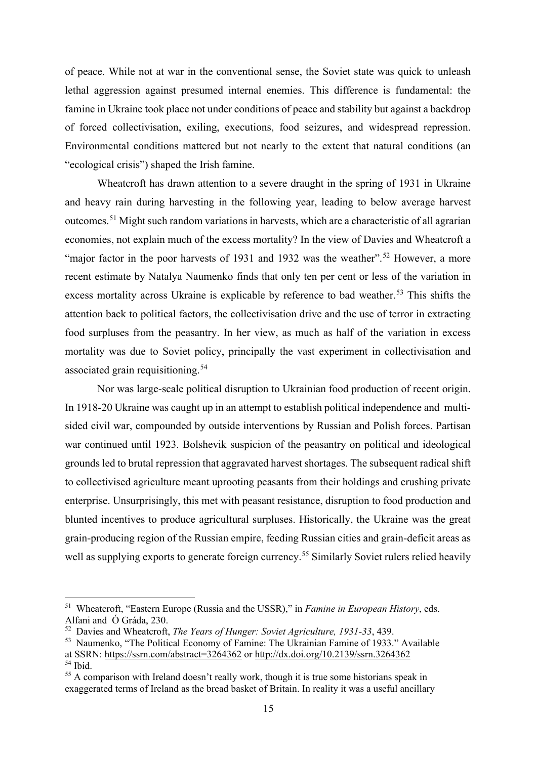of peace. While not at war in the conventional sense, the Soviet state was quick to unleash lethal aggression against presumed internal enemies. This difference is fundamental: the famine in Ukraine took place not under conditions of peace and stability but against a backdrop of forced collectivisation, exiling, executions, food seizures, and widespread repression. Environmental conditions mattered but not nearly to the extent that natural conditions (an "ecological crisis") shaped the Irish famine.

Wheatcroft has drawn attention to a severe draught in the spring of 1931 in Ukraine and heavy rain during harvesting in the following year, leading to below average harvest outcomes.[51] Might such random variations in harvests, which are a characteristic of all agrarian economies, not explain much of the excess mortality? In the view of Davies and Wheatcroft a "major factor in the poor harvests of 1931 and 1932 was the weather".[52] However, a more recent estimate by Natalya Naumenko finds that only ten per cent or less of the variation in excess mortality across Ukraine is explicable by reference to bad weather.[53] This shifts the attention back to political factors, the collectivisation drive and the use of terror in extracting food surpluses from the peasantry. In her view, as much as half of the variation in excess mortality was due to Soviet policy, principally the vast experiment in collectivisation and associated grain requisitioning.[54]

Nor was large-scale political disruption to Ukrainian food production of recent origin. In 1918-20 Ukraine was caught up in an attempt to establish political independence and multi-sided civil war, compounded by outside interventions by Russian and Polish forces. Partisan war continued until 1923. Bolshevik suspicion of the peasantry on political and ideological grounds led to brutal repression that aggravated harvest shortages. The subsequent radical shift to collectivised agriculture meant uprooting peasants from their holdings and crushing private enterprise. Unsurprisingly, this met with peasant resistance, disruption to food production and blunted incentives to produce agricultural surpluses. Historically, the Ukraine was the great grain-producing region of the Russian empire, feeding Russian cities and grain-deficit areas as well as supplying exports to generate foreign currency.[55] Similarly Soviet rulers relied heavily

---

[51] Wheatcroft, "Eastern Europe (Russia and the USSR)," in *Famine in European History*, eds. Alfani and Ó Gráda, 230.

[52] Davies and Wheatcroft, *The Years of Hunger: Soviet Agriculture, 1931-33*, 439.

[53] Naumenko, "The Political Economy of Famine: The Ukrainian Famine of 1933." Available at SSRN: https://ssrn.com/abstract=3264362 or http://dx.doi.org/10.2139/ssrn.3264362

[54] Ibid.

[55] A comparison with Ireland doesn't really work, though it is true some historians speak in exaggerated terms of Ireland as the bread basket of Britain. In reality it was a useful ancillary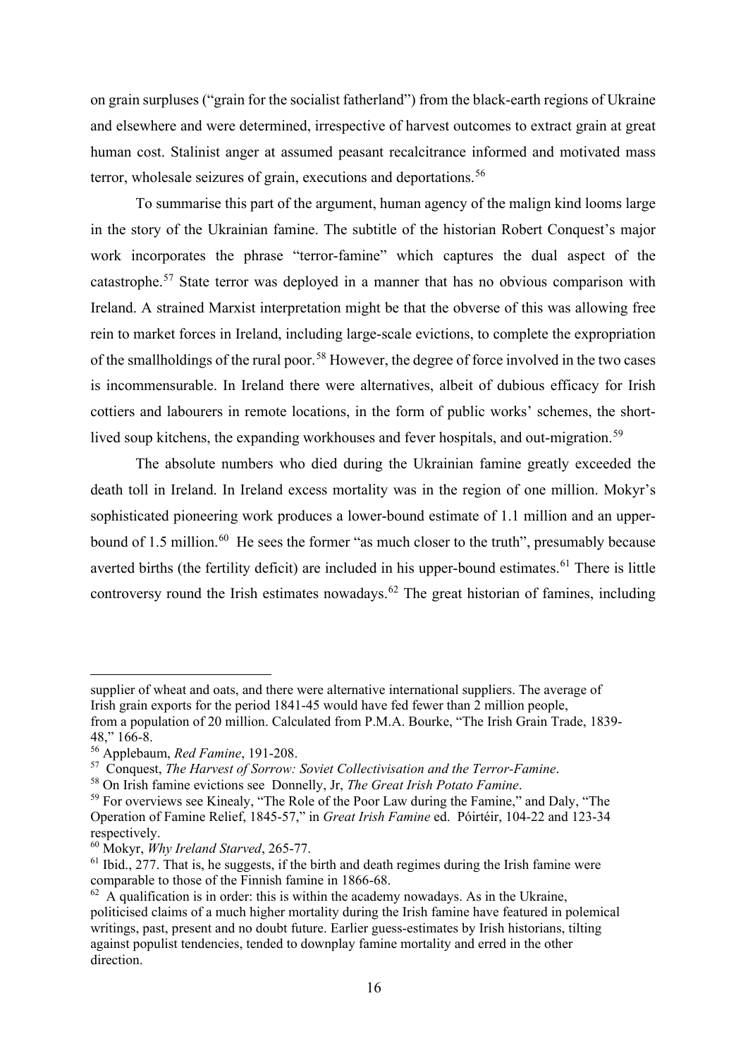on grain surpluses ("grain for the socialist fatherland") from the black-earth regions of Ukraine and elsewhere and were determined, irrespective of harvest outcomes to extract grain at great human cost. Stalinist anger at assumed peasant recalcitrance informed and motivated mass terror, wholesale seizures of grain, executions and deportations.[56]

To summarise this part of the argument, human agency of the malign kind looms large in the story of the Ukrainian famine. The subtitle of the historian Robert Conquest's major work incorporates the phrase "terror-famine" which captures the dual aspect of the catastrophe.[57] State terror was deployed in a manner that has no obvious comparison with Ireland. A strained Marxist interpretation might be that the obverse of this was allowing free rein to market forces in Ireland, including large-scale evictions, to complete the expropriation of the smallholdings of the rural poor.[58] However, the degree of force involved in the two cases is incommensurable. In Ireland there were alternatives, albeit of dubious efficacy for Irish cottiers and labourers in remote locations, in the form of public works' schemes, the short-lived soup kitchens, the expanding workhouses and fever hospitals, and out-migration.[59]

The absolute numbers who died during the Ukrainian famine greatly exceeded the death toll in Ireland. In Ireland excess mortality was in the region of one million. Mokyr's sophisticated pioneering work produces a lower-bound estimate of 1.1 million and an upper-bound of 1.5 million.[60] He sees the former "as much closer to the truth", presumably because averted births (the fertility deficit) are included in his upper-bound estimates.[61] There is little controversy round the Irish estimates nowadays.[62] The great historian of famines, including

---

supplier of wheat and oats, and there were alternative international suppliers. The average of Irish grain exports for the period 1841-45 would have fed fewer than 2 million people, from a population of 20 million. Calculated from P.M.A. Bourke, "The Irish Grain Trade, 1839-48," 166-8.

[56] Applebaum, *Red Famine*, 191-208.

[57] Conquest, *The Harvest of Sorrow: Soviet Collectivisation and the Terror-Famine*.

[58] On Irish famine evictions see Donnelly, Jr, *The Great Irish Potato Famine*.

[59] For overviews see Kinealy, "The Role of the Poor Law during the Famine," and Daly, "The Operation of Famine Relief, 1845-57," in *Great Irish Famine* ed. Póirtéir, 104-22 and 123-34 respectively.

[60] Mokyr, *Why Ireland Starved*, 265-77.

[61] Ibid., 277. That is, he suggests, if the birth and death regimes during the Irish famine were comparable to those of the Finnish famine in 1866-68.

[62] A qualification is in order: this is within the academy nowadays. As in the Ukraine, politicised claims of a much higher mortality during the Irish famine have featured in polemical writings, past, present and no doubt future. Earlier guess-estimates by Irish historians, tilting against populist tendencies, tended to downplay famine mortality and erred in the other direction.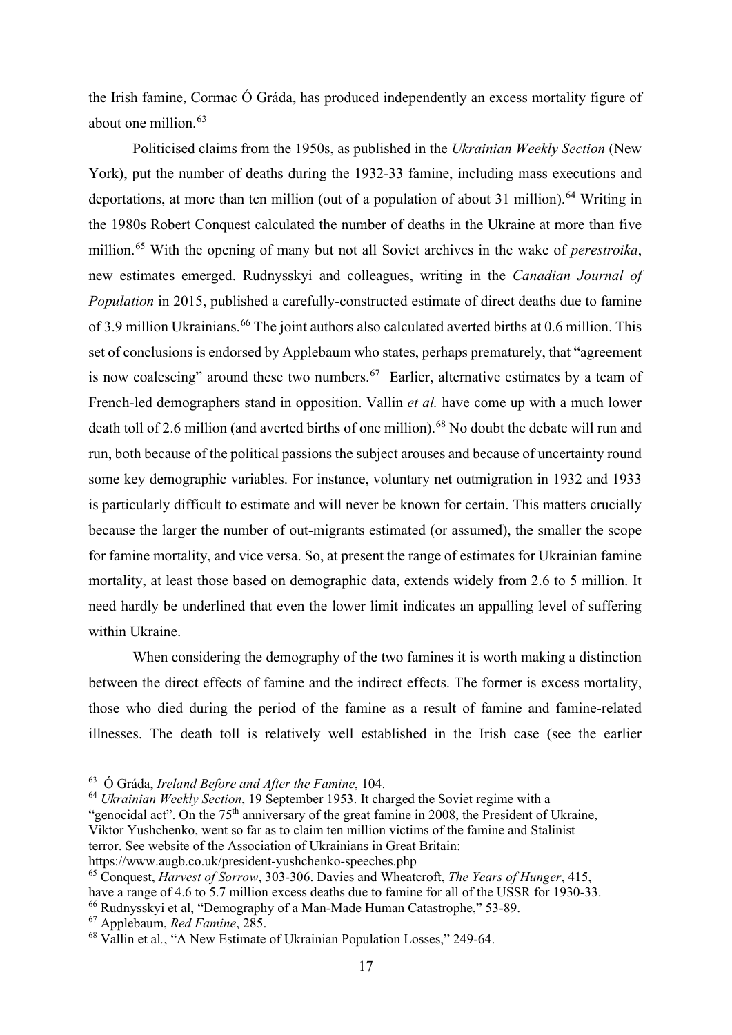the Irish famine, Cormac Ó Gráda, has produced independently an excess mortality figure of about one million.[63]

Politicised claims from the 1950s, as published in the *Ukrainian Weekly Section* (New York), put the number of deaths during the 1932-33 famine, including mass executions and deportations, at more than ten million (out of a population of about 31 million).[64] Writing in the 1980s Robert Conquest calculated the number of deaths in the Ukraine at more than five million.[65] With the opening of many but not all Soviet archives in the wake of *perestroika*, new estimates emerged. Rudnysskyi and colleagues, writing in the *Canadian Journal of Population* in 2015, published a carefully-constructed estimate of direct deaths due to famine of 3.9 million Ukrainians.[66] The joint authors also calculated averted births at 0.6 million. This set of conclusions is endorsed by Applebaum who states, perhaps prematurely, that "agreement is now coalescing" around these two numbers.[67] Earlier, alternative estimates by a team of French-led demographers stand in opposition. Vallin *et al.* have come up with a much lower death toll of 2.6 million (and averted births of one million).[68] No doubt the debate will run and run, both because of the political passions the subject arouses and because of uncertainty round some key demographic variables. For instance, voluntary net outmigration in 1932 and 1933 is particularly difficult to estimate and will never be known for certain. This matters crucially because the larger the number of out-migrants estimated (or assumed), the smaller the scope for famine mortality, and vice versa. So, at present the range of estimates for Ukrainian famine mortality, at least those based on demographic data, extends widely from 2.6 to 5 million. It need hardly be underlined that even the lower limit indicates an appalling level of suffering within Ukraine.

When considering the demography of the two famines it is worth making a distinction between the direct effects of famine and the indirect effects. The former is excess mortality, those who died during the period of the famine as a result of famine and famine-related illnesses. The death toll is relatively well established in the Irish case (see the earlier

---

[63] Ó Gráda, *Ireland Before and After the Famine*, 104.

[64] *Ukrainian Weekly Section*, 19 September 1953. It charged the Soviet regime with a "genocidal act". On the 75th anniversary of the great famine in 2008, the President of Ukraine, Viktor Yushchenko, went so far as to claim ten million victims of the famine and Stalinist terror. See website of the Association of Ukrainians in Great Britain: https://www.augb.co.uk/president-yushchenko-speeches.php

[65] Conquest, *Harvest of Sorrow*, 303-306. Davies and Wheatcroft, *The Years of Hunger*, 415, have a range of 4.6 to 5.7 million excess deaths due to famine for all of the USSR for 1930-33.

[66] Rudnysskyi et al, "Demography of a Man-Made Human Catastrophe," 53-89.

[67] Applebaum, *Red Famine*, 285.

[68] Vallin et al., "A New Estimate of Ukrainian Population Losses," 249-64.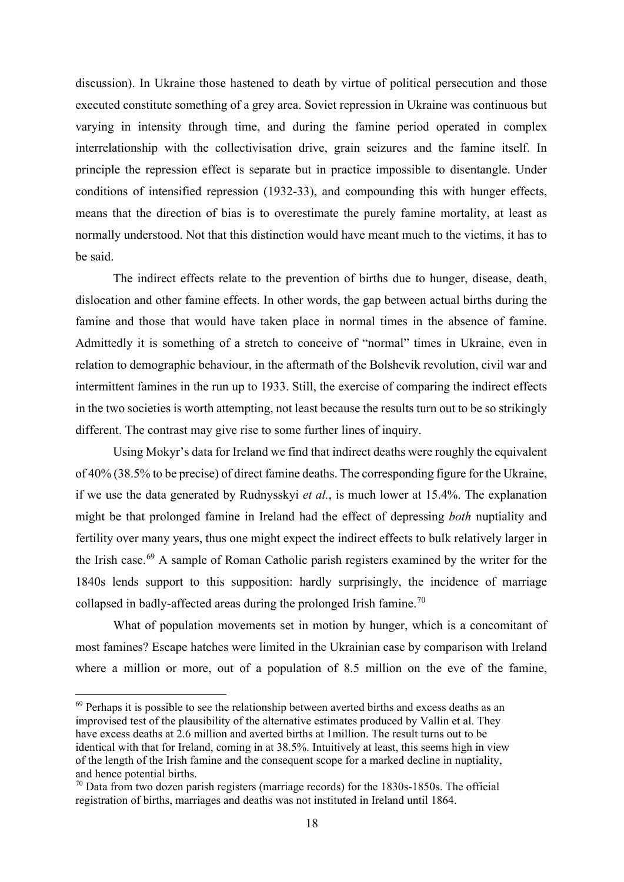discussion). In Ukraine those hastened to death by virtue of political persecution and those executed constitute something of a grey area. Soviet repression in Ukraine was continuous but varying in intensity through time, and during the famine period operated in complex interrelationship with the collectivisation drive, grain seizures and the famine itself. In principle the repression effect is separate but in practice impossible to disentangle. Under conditions of intensified repression (1932-33), and compounding this with hunger effects, means that the direction of bias is to overestimate the purely famine mortality, at least as normally understood. Not that this distinction would have meant much to the victims, it has to be said.

The indirect effects relate to the prevention of births due to hunger, disease, death, dislocation and other famine effects. In other words, the gap between actual births during the famine and those that would have taken place in normal times in the absence of famine. Admittedly it is something of a stretch to conceive of "normal" times in Ukraine, even in relation to demographic behaviour, in the aftermath of the Bolshevik revolution, civil war and intermittent famines in the run up to 1933. Still, the exercise of comparing the indirect effects in the two societies is worth attempting, not least because the results turn out to be so strikingly different. The contrast may give rise to some further lines of inquiry.

Using Mokyr's data for Ireland we find that indirect deaths were roughly the equivalent of 40% (38.5% to be precise) of direct famine deaths. The corresponding figure for the Ukraine, if we use the data generated by Rudnysskyi *et al.*, is much lower at 15.4%. The explanation might be that prolonged famine in Ireland had the effect of depressing *both* nuptiality and fertility over many years, thus one might expect the indirect effects to bulk relatively larger in the Irish case.[69] A sample of Roman Catholic parish registers examined by the writer for the 1840s lends support to this supposition: hardly surprisingly, the incidence of marriage collapsed in badly-affected areas during the prolonged Irish famine.[70]

What of population movements set in motion by hunger, which is a concomitant of most famines? Escape hatches were limited in the Ukrainian case by comparison with Ireland where a million or more, out of a population of 8.5 million on the eve of the famine,

---

[69] Perhaps it is possible to see the relationship between averted births and excess deaths as an improvised test of the plausibility of the alternative estimates produced by Vallin et al. They have excess deaths at 2.6 million and averted births at 1million. The result turns out to be identical with that for Ireland, coming in at 38.5%. Intuitively at least, this seems high in view of the length of the Irish famine and the consequent scope for a marked decline in nuptiality, and hence potential births.

[70] Data from two dozen parish registers (marriage records) for the 1830s-1850s. The official registration of births, marriages and deaths was not instituted in Ireland until 1864.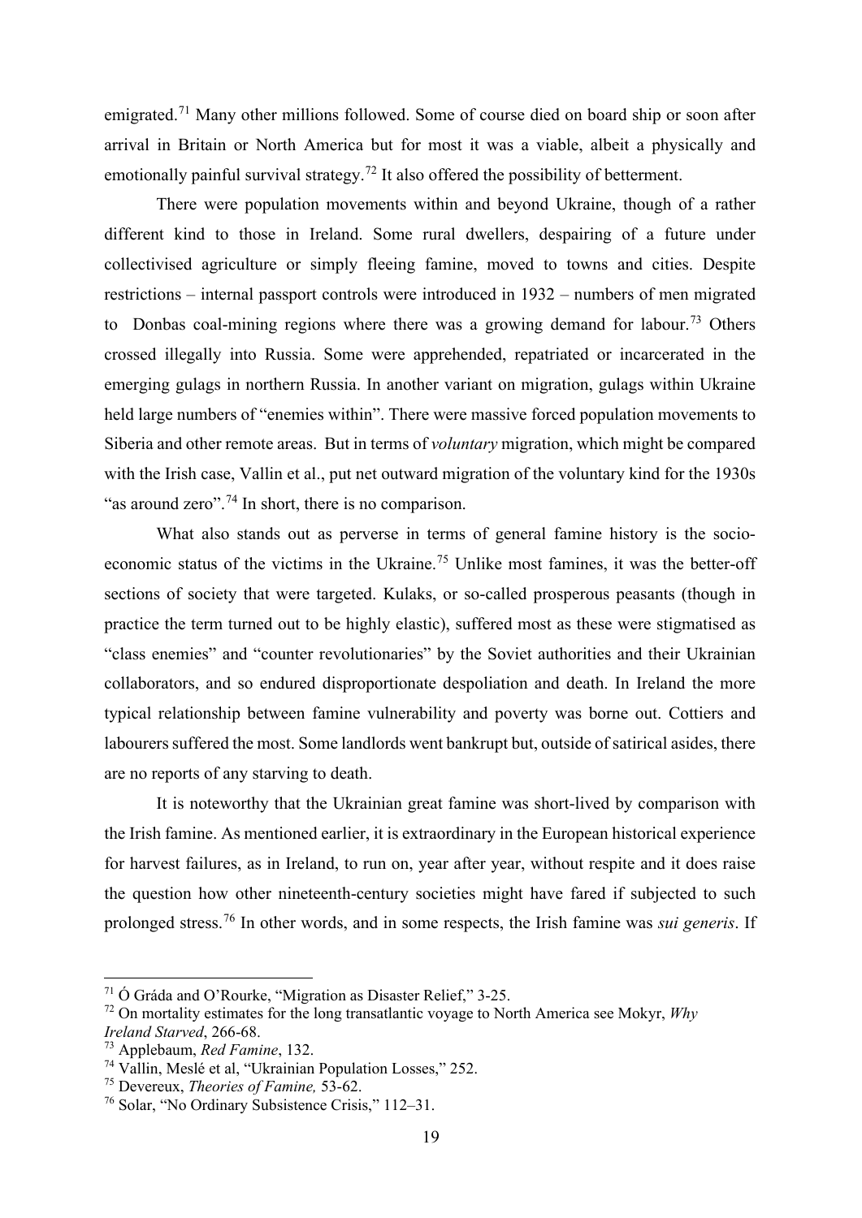emigrated.[71] Many other millions followed. Some of course died on board ship or soon after arrival in Britain or North America but for most it was a viable, albeit a physically and emotionally painful survival strategy.[72] It also offered the possibility of betterment.

There were population movements within and beyond Ukraine, though of a rather different kind to those in Ireland. Some rural dwellers, despairing of a future under collectivised agriculture or simply fleeing famine, moved to towns and cities. Despite restrictions – internal passport controls were introduced in 1932 – numbers of men migrated to Donbas coal-mining regions where there was a growing demand for labour.[73] Others crossed illegally into Russia. Some were apprehended, repatriated or incarcerated in the emerging gulags in northern Russia. In another variant on migration, gulags within Ukraine held large numbers of "enemies within". There were massive forced population movements to Siberia and other remote areas. But in terms of *voluntary* migration, which might be compared with the Irish case, Vallin et al., put net outward migration of the voluntary kind for the 1930s "as around zero".[74] In short, there is no comparison.

What also stands out as perverse in terms of general famine history is the socio-economic status of the victims in the Ukraine.[75] Unlike most famines, it was the better-off sections of society that were targeted. Kulaks, or so-called prosperous peasants (though in practice the term turned out to be highly elastic), suffered most as these were stigmatised as "class enemies" and "counter revolutionaries" by the Soviet authorities and their Ukrainian collaborators, and so endured disproportionate despoliation and death. In Ireland the more typical relationship between famine vulnerability and poverty was borne out. Cottiers and labourers suffered the most. Some landlords went bankrupt but, outside of satirical asides, there are no reports of any starving to death.

It is noteworthy that the Ukrainian great famine was short-lived by comparison with the Irish famine. As mentioned earlier, it is extraordinary in the European historical experience for harvest failures, as in Ireland, to run on, year after year, without respite and it does raise the question how other nineteenth-century societies might have fared if subjected to such prolonged stress.[76] In other words, and in some respects, the Irish famine was *sui generis*. If

---

[71] Ó Gráda and O'Rourke, "Migration as Disaster Relief," 3-25.

[72] On mortality estimates for the long transatlantic voyage to North America see Mokyr, *Why Ireland Starved*, 266-68.

[73] Applebaum, *Red Famine*, 132.

[74] Vallin, Meslé et al, "Ukrainian Population Losses," 252.

[75] Devereux, *Theories of Famine,* 53-62.

[76] Solar, "No Ordinary Subsistence Crisis," 112–31.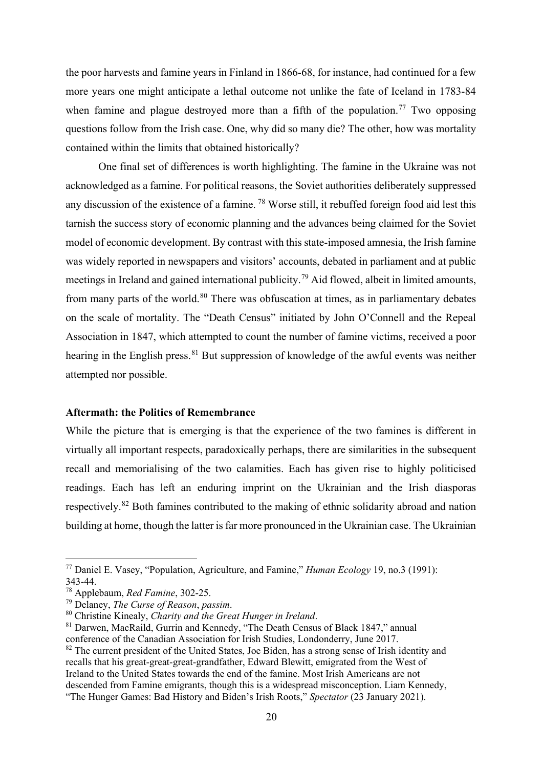the poor harvests and famine years in Finland in 1866-68, for instance, had continued for a few more years one might anticipate a lethal outcome not unlike the fate of Iceland in 1783-84 when famine and plague destroyed more than a fifth of the population.[77] Two opposing questions follow from the Irish case. One, why did so many die? The other, how was mortality contained within the limits that obtained historically?

One final set of differences is worth highlighting. The famine in the Ukraine was not acknowledged as a famine. For political reasons, the Soviet authorities deliberately suppressed any discussion of the existence of a famine.[78] Worse still, it rebuffed foreign food aid lest this tarnish the success story of economic planning and the advances being claimed for the Soviet model of economic development. By contrast with this state-imposed amnesia, the Irish famine was widely reported in newspapers and visitors' accounts, debated in parliament and at public meetings in Ireland and gained international publicity.[79] Aid flowed, albeit in limited amounts, from many parts of the world.[80] There was obfuscation at times, as in parliamentary debates on the scale of mortality. The "Death Census" initiated by John O'Connell and the Repeal Association in 1847, which attempted to count the number of famine victims, received a poor hearing in the English press.[81] But suppression of knowledge of the awful events was neither attempted nor possible.

**Aftermath: the Politics of Remembrance**

While the picture that is emerging is that the experience of the two famines is different in virtually all important respects, paradoxically perhaps, there are similarities in the subsequent recall and memorialising of the two calamities. Each has given rise to highly politicised readings. Each has left an enduring imprint on the Ukrainian and the Irish diasporas respectively.[82] Both famines contributed to the making of ethnic solidarity abroad and nation building at home, though the latter is far more pronounced in the Ukrainian case. The Ukrainian

---

[77] Daniel E. Vasey, "Population, Agriculture, and Famine," *Human Ecology* 19, no.3 (1991): 343-44.

[78] Applebaum, *Red Famine*, 302-25.

[79] Delaney, *The Curse of Reason*, *passim*.

[80] Christine Kinealy, *Charity and the Great Hunger in Ireland*.

[81] Darwen, MacRaild, Gurrin and Kennedy, "The Death Census of Black 1847," annual conference of the Canadian Association for Irish Studies, Londonderry, June 2017.

[82] The current president of the United States, Joe Biden, has a strong sense of Irish identity and recalls that his great-great-great-grandfather, Edward Blewitt, emigrated from the West of Ireland to the United States towards the end of the famine. Most Irish Americans are not descended from Famine emigrants, though this is a widespread misconception. Liam Kennedy, "The Hunger Games: Bad History and Biden's Irish Roots," *Spectator* (23 January 2021).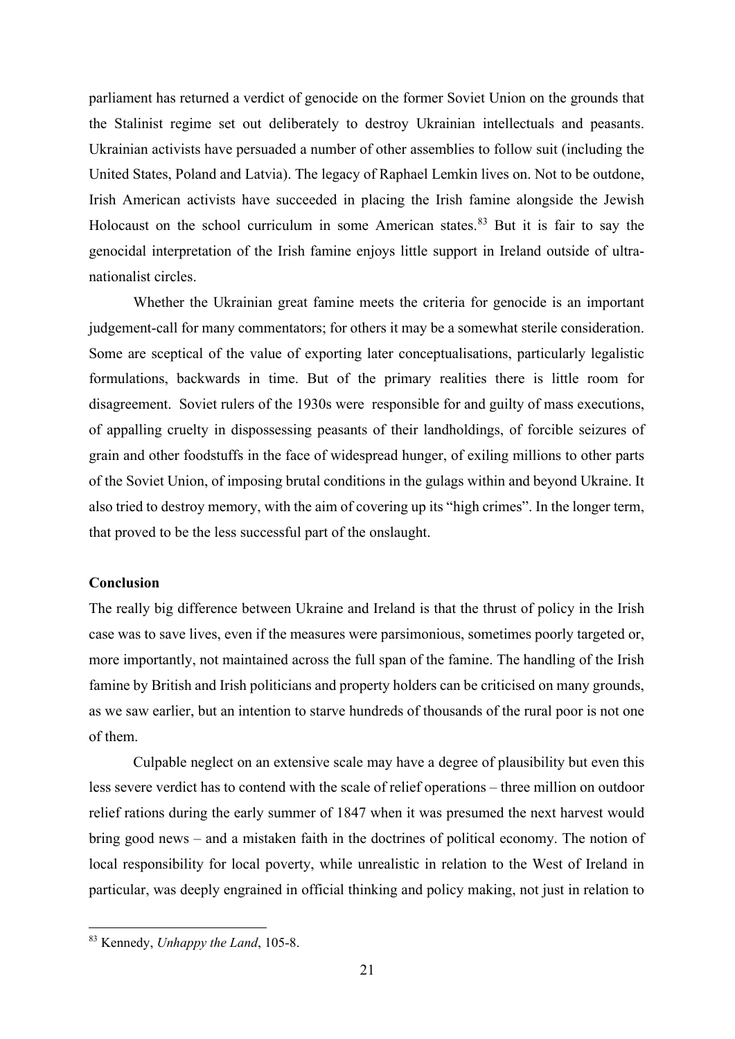parliament has returned a verdict of genocide on the former Soviet Union on the grounds that the Stalinist regime set out deliberately to destroy Ukrainian intellectuals and peasants. Ukrainian activists have persuaded a number of other assemblies to follow suit (including the United States, Poland and Latvia). The legacy of Raphael Lemkin lives on. Not to be outdone, Irish American activists have succeeded in placing the Irish famine alongside the Jewish Holocaust on the school curriculum in some American states.[83] But it is fair to say the genocidal interpretation of the Irish famine enjoys little support in Ireland outside of ultra-nationalist circles.

Whether the Ukrainian great famine meets the criteria for genocide is an important judgement-call for many commentators; for others it may be a somewhat sterile consideration. Some are sceptical of the value of exporting later conceptualisations, particularly legalistic formulations, backwards in time. But of the primary realities there is little room for disagreement. Soviet rulers of the 1930s were responsible for and guilty of mass executions, of appalling cruelty in dispossessing peasants of their landholdings, of forcible seizures of grain and other foodstuffs in the face of widespread hunger, of exiling millions to other parts of the Soviet Union, of imposing brutal conditions in the gulags within and beyond Ukraine. It also tried to destroy memory, with the aim of covering up its "high crimes". In the longer term, that proved to be the less successful part of the onslaught.

**Conclusion**

The really big difference between Ukraine and Ireland is that the thrust of policy in the Irish case was to save lives, even if the measures were parsimonious, sometimes poorly targeted or, more importantly, not maintained across the full span of the famine. The handling of the Irish famine by British and Irish politicians and property holders can be criticised on many grounds, as we saw earlier, but an intention to starve hundreds of thousands of the rural poor is not one of them.

Culpable neglect on an extensive scale may have a degree of plausibility but even this less severe verdict has to contend with the scale of relief operations – three million on outdoor relief rations during the early summer of 1847 when it was presumed the next harvest would bring good news – and a mistaken faith in the doctrines of political economy. The notion of local responsibility for local poverty, while unrealistic in relation to the West of Ireland in particular, was deeply engrained in official thinking and policy making, not just in relation to

[83] Kennedy, *Unhappy the Land*, 105-8.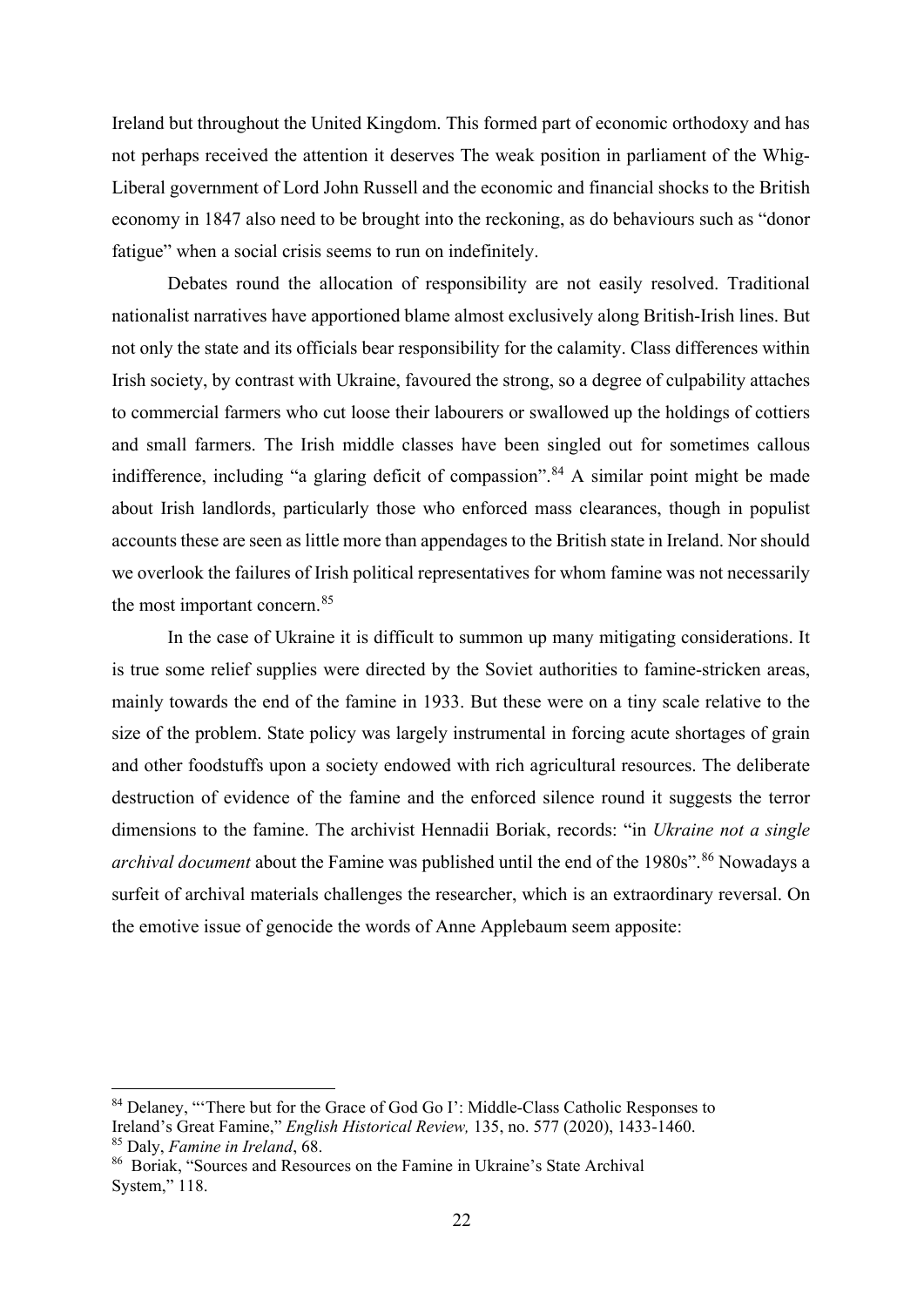Ireland but throughout the United Kingdom. This formed part of economic orthodoxy and has not perhaps received the attention it deserves The weak position in parliament of the Whig-Liberal government of Lord John Russell and the economic and financial shocks to the British economy in 1847 also need to be brought into the reckoning, as do behaviours such as "donor fatigue" when a social crisis seems to run on indefinitely.

Debates round the allocation of responsibility are not easily resolved. Traditional nationalist narratives have apportioned blame almost exclusively along British-Irish lines. But not only the state and its officials bear responsibility for the calamity. Class differences within Irish society, by contrast with Ukraine, favoured the strong, so a degree of culpability attaches to commercial farmers who cut loose their labourers or swallowed up the holdings of cottiers and small farmers. The Irish middle classes have been singled out for sometimes callous indifference, including "a glaring deficit of compassion".[84] A similar point might be made about Irish landlords, particularly those who enforced mass clearances, though in populist accounts these are seen as little more than appendages to the British state in Ireland. Nor should we overlook the failures of Irish political representatives for whom famine was not necessarily the most important concern.[85]

In the case of Ukraine it is difficult to summon up many mitigating considerations. It is true some relief supplies were directed by the Soviet authorities to famine-stricken areas, mainly towards the end of the famine in 1933. But these were on a tiny scale relative to the size of the problem. State policy was largely instrumental in forcing acute shortages of grain and other foodstuffs upon a society endowed with rich agricultural resources. The deliberate destruction of evidence of the famine and the enforced silence round it suggests the terror dimensions to the famine. The archivist Hennadii Boriak, records: "in *Ukraine not a single archival document* about the Famine was published until the end of the 1980s".[86] Nowadays a surfeit of archival materials challenges the researcher, which is an extraordinary reversal. On the emotive issue of genocide the words of Anne Applebaum seem apposite:

---

[84] Delaney, "'There but for the Grace of God Go I': Middle-Class Catholic Responses to Ireland's Great Famine," *English Historical Review,* 135, no. 577 (2020), 1433-1460.

[85] Daly, *Famine in Ireland*, 68.

[86] Boriak, "Sources and Resources on the Famine in Ukraine's State Archival System," 118.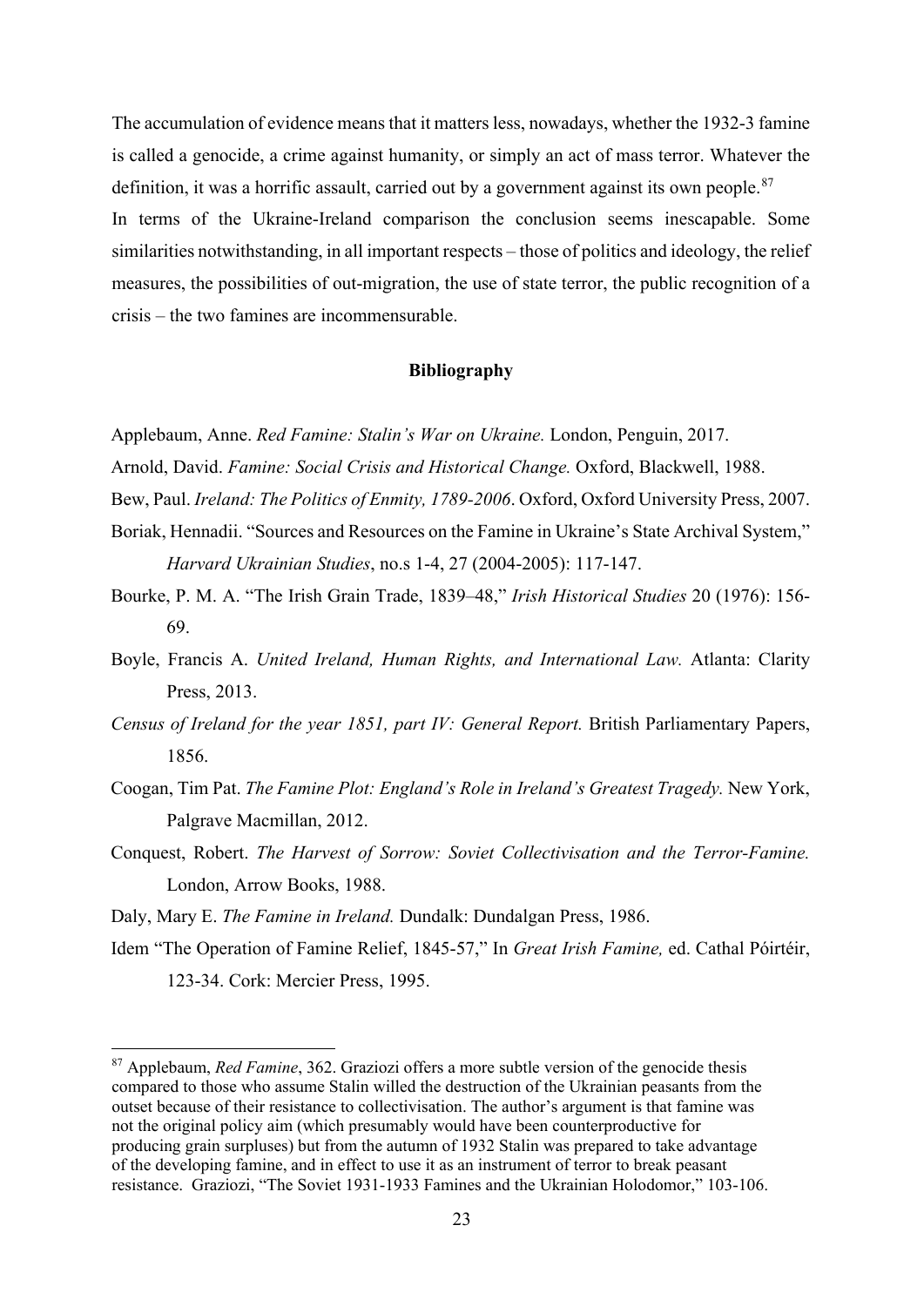The accumulation of evidence means that it matters less, nowadays, whether the 1932-3 famine is called a genocide, a crime against humanity, or simply an act of mass terror. Whatever the definition, it was a horrific assault, carried out by a government against its own people.[87]

In terms of the Ukraine-Ireland comparison the conclusion seems inescapable. Some similarities notwithstanding, in all important respects – those of politics and ideology, the relief measures, the possibilities of out-migration, the use of state terror, the public recognition of a crisis – the two famines are incommensurable.

## Bibliography

Applebaum, Anne. *Red Famine: Stalin's War on Ukraine.* London, Penguin, 2017.

Arnold, David. *Famine: Social Crisis and Historical Change.* Oxford, Blackwell, 1988.

Bew, Paul. *Ireland: The Politics of Enmity, 1789-2006*. Oxford, Oxford University Press, 2007.

Boriak, Hennadii. "Sources and Resources on the Famine in Ukraine's State Archival System," *Harvard Ukrainian Studies*, no.s 1-4, 27 (2004-2005): 117-147.

Bourke, P. M. A. "The Irish Grain Trade, 1839–48," *Irish Historical Studies* 20 (1976): 156-69.

Boyle, Francis A. *United Ireland, Human Rights, and International Law.* Atlanta: Clarity Press, 2013.

*Census of Ireland for the year 1851, part IV: General Report.* British Parliamentary Papers, 1856.

Coogan, Tim Pat. *The Famine Plot: England's Role in Ireland's Greatest Tragedy.* New York, Palgrave Macmillan, 2012.

Conquest, Robert. *The Harvest of Sorrow: Soviet Collectivisation and the Terror-Famine.* London, Arrow Books, 1988.

Daly, Mary E. *The Famine in Ireland.* Dundalk: Dundalgan Press, 1986.

Idem "The Operation of Famine Relief, 1845-57," In *Great Irish Famine,* ed. Cathal Póirtéir, 123-34. Cork: Mercier Press, 1995.

---

[87] Applebaum, *Red Famine*, 362. Graziozi offers a more subtle version of the genocide thesis compared to those who assume Stalin willed the destruction of the Ukrainian peasants from the outset because of their resistance to collectivisation. The author's argument is that famine was not the original policy aim (which presumably would have been counterproductive for producing grain surpluses) but from the autumn of 1932 Stalin was prepared to take advantage of the developing famine, and in effect to use it as an instrument of terror to break peasant resistance. Graziozi, "The Soviet 1931-1933 Famines and the Ukrainian Holodomor," 103-106.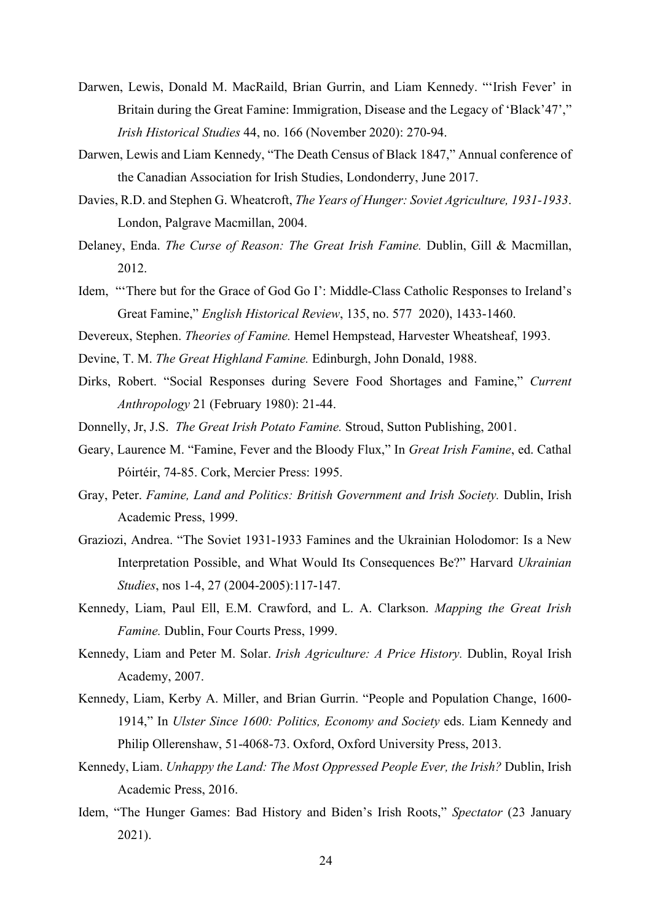Darwen, Lewis, Donald M. MacRaild, Brian Gurrin, and Liam Kennedy. "'Irish Fever' in Britain during the Great Famine: Immigration, Disease and the Legacy of 'Black'47'," *Irish Historical Studies* 44, no. 166 (November 2020): 270-94.

Darwen, Lewis and Liam Kennedy, "The Death Census of Black 1847," Annual conference of the Canadian Association for Irish Studies, Londonderry, June 2017.

Davies, R.D. and Stephen G. Wheatcroft, *The Years of Hunger: Soviet Agriculture, 1931-1933*. London, Palgrave Macmillan, 2004.

Delaney, Enda. *The Curse of Reason: The Great Irish Famine.* Dublin, Gill & Macmillan, 2012.

Idem, "'There but for the Grace of God Go I': Middle-Class Catholic Responses to Ireland's Great Famine," *English Historical Review*, 135, no. 577 2020), 1433-1460.

Devereux, Stephen. *Theories of Famine.* Hemel Hempstead, Harvester Wheatsheaf, 1993.

Devine, T. M. *The Great Highland Famine.* Edinburgh, John Donald, 1988.

Dirks, Robert. "Social Responses during Severe Food Shortages and Famine," *Current Anthropology* 21 (February 1980): 21-44.

Donnelly, Jr, J.S. *The Great Irish Potato Famine.* Stroud, Sutton Publishing, 2001.

Geary, Laurence M. "Famine, Fever and the Bloody Flux," In *Great Irish Famine*, ed. Cathal Póirtéir, 74-85. Cork, Mercier Press: 1995.

Gray, Peter. *Famine, Land and Politics: British Government and Irish Society.* Dublin, Irish Academic Press, 1999.

Graziozi, Andrea. "The Soviet 1931-1933 Famines and the Ukrainian Holodomor: Is a New Interpretation Possible, and What Would Its Consequences Be?" Harvard *Ukrainian Studies*, nos 1-4, 27 (2004-2005):117-147.

Kennedy, Liam, Paul Ell, E.M. Crawford, and L. A. Clarkson. *Mapping the Great Irish Famine.* Dublin, Four Courts Press, 1999.

Kennedy, Liam and Peter M. Solar. *Irish Agriculture: A Price History.* Dublin, Royal Irish Academy, 2007.

Kennedy, Liam, Kerby A. Miller, and Brian Gurrin. "People and Population Change, 1600-1914," In *Ulster Since 1600: Politics, Economy and Society* eds. Liam Kennedy and Philip Ollerenshaw, 51-4068-73. Oxford, Oxford University Press, 2013.

Kennedy, Liam. *Unhappy the Land: The Most Oppressed People Ever, the Irish?* Dublin, Irish Academic Press, 2016.

Idem, "The Hunger Games: Bad History and Biden's Irish Roots," *Spectator* (23 January 2021).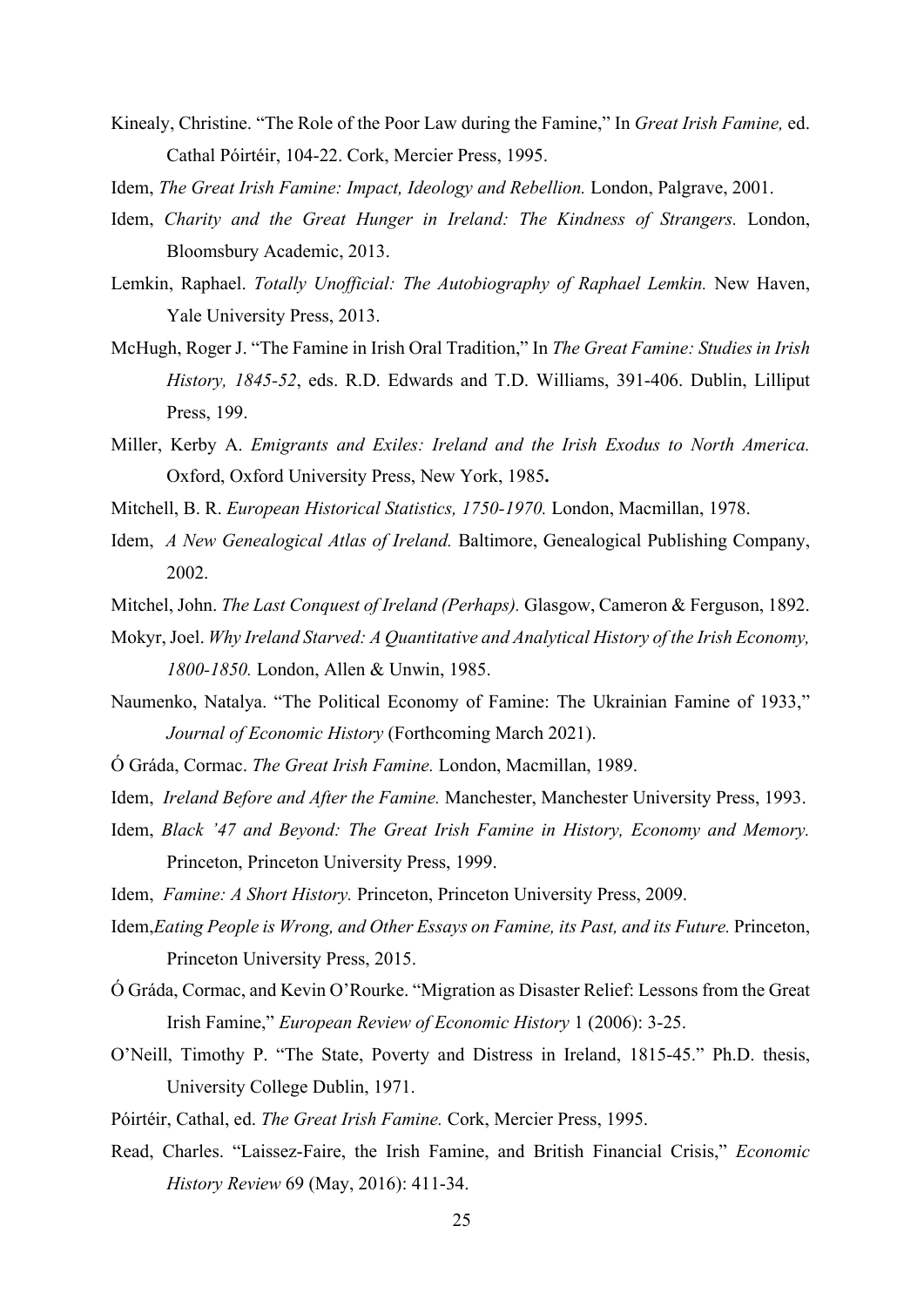Kinealy, Christine. "The Role of the Poor Law during the Famine," In *Great Irish Famine,* ed. Cathal Póirtéir, 104-22. Cork, Mercier Press, 1995.

Idem, *The Great Irish Famine: Impact, Ideology and Rebellion.* London, Palgrave, 2001.

Idem, *Charity and the Great Hunger in Ireland: The Kindness of Strangers.* London, Bloomsbury Academic, 2013.

Lemkin, Raphael. *Totally Unofficial: The Autobiography of Raphael Lemkin.* New Haven, Yale University Press, 2013.

McHugh, Roger J. "The Famine in Irish Oral Tradition," In *The Great Famine: Studies in Irish History, 1845-52*, eds. R.D. Edwards and T.D. Williams, 391-406. Dublin, Lilliput Press, 199.

Miller, Kerby A. *Emigrants and Exiles: Ireland and the Irish Exodus to North America.* Oxford, Oxford University Press, New York, 1985**.**

Mitchell, B. R. *European Historical Statistics, 1750-1970.* London, Macmillan, 1978.

Idem, *A New Genealogical Atlas of Ireland.* Baltimore, Genealogical Publishing Company, 2002.

Mitchel, John. *The Last Conquest of Ireland (Perhaps).* Glasgow, Cameron & Ferguson, 1892.

Mokyr, Joel. *Why Ireland Starved: A Quantitative and Analytical History of the Irish Economy, 1800-1850.* London, Allen & Unwin, 1985.

Naumenko, Natalya. "The Political Economy of Famine: The Ukrainian Famine of 1933," *Journal of Economic History* (Forthcoming March 2021).

Ó Gráda, Cormac. *The Great Irish Famine.* London, Macmillan, 1989.

Idem, *Ireland Before and After the Famine.* Manchester, Manchester University Press, 1993.

Idem, *Black '47 and Beyond: The Great Irish Famine in History, Economy and Memory.* Princeton, Princeton University Press, 1999.

Idem, *Famine: A Short History.* Princeton, Princeton University Press, 2009.

Idem,*Eating People is Wrong, and Other Essays on Famine, its Past, and its Future.* Princeton, Princeton University Press, 2015.

Ó Gráda, Cormac, and Kevin O'Rourke. "Migration as Disaster Relief: Lessons from the Great Irish Famine," *European Review of Economic History* 1 (2006): 3-25.

O'Neill, Timothy P. "The State, Poverty and Distress in Ireland, 1815-45." Ph.D. thesis, University College Dublin, 1971.

Póirtéir, Cathal, ed. *The Great Irish Famine.* Cork, Mercier Press, 1995.

Read, Charles. "Laissez-Faire, the Irish Famine, and British Financial Crisis," *Economic History Review* 69 (May, 2016): 411-34.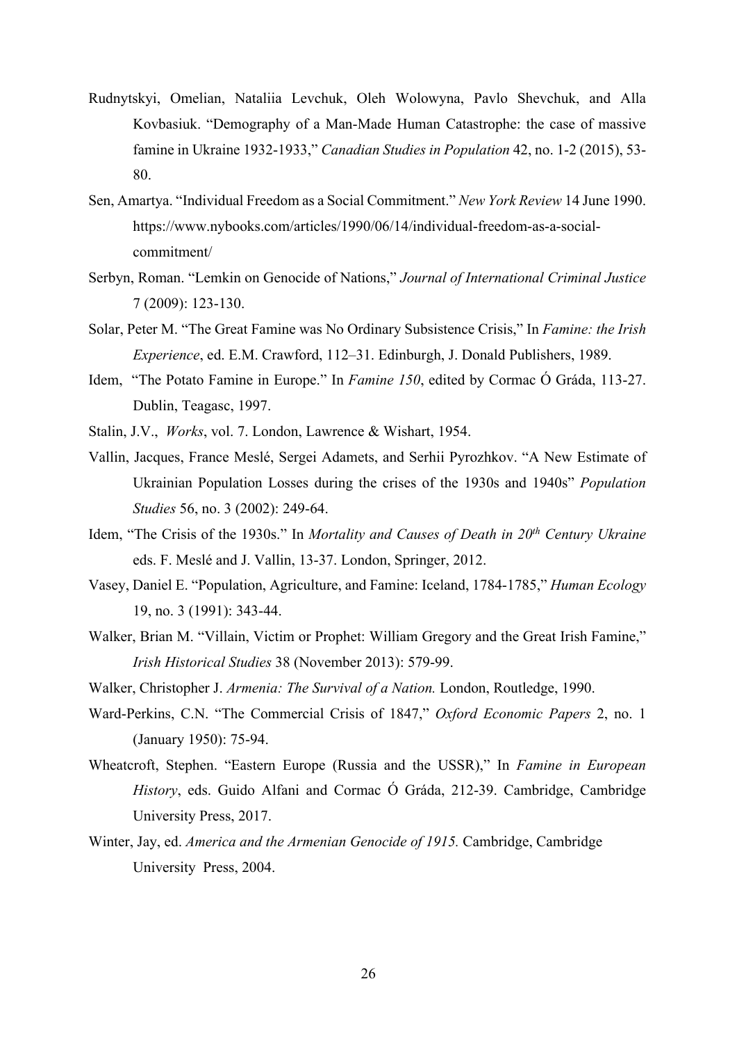Rudnytskyi, Omelian, Nataliia Levchuk, Oleh Wolowyna, Pavlo Shevchuk, and Alla Kovbasiuk. "Demography of a Man-Made Human Catastrophe: the case of massive famine in Ukraine 1932-1933," *Canadian Studies in Population* 42, no. 1-2 (2015), 53-80.

Sen, Amartya. "Individual Freedom as a Social Commitment." *New York Review* 14 June 1990. https://www.nybooks.com/articles/1990/06/14/individual-freedom-as-a-social-commitment/

Serbyn, Roman. "Lemkin on Genocide of Nations," *Journal of International Criminal Justice* 7 (2009): 123-130.

Solar, Peter M. "The Great Famine was No Ordinary Subsistence Crisis," In *Famine: the Irish Experience*, ed. E.M. Crawford, 112–31. Edinburgh, J. Donald Publishers, 1989.

Idem, "The Potato Famine in Europe." In *Famine 150*, edited by Cormac Ó Gráda, 113-27. Dublin, Teagasc, 1997.

Stalin, J.V., *Works*, vol. 7. London, Lawrence & Wishart, 1954.

Vallin, Jacques, France Meslé, Sergei Adamets, and Serhii Pyrozhkov. "A New Estimate of Ukrainian Population Losses during the crises of the 1930s and 1940s" *Population Studies* 56, no. 3 (2002): 249-64.

Idem, "The Crisis of the 1930s." In *Mortality and Causes of Death in 20th Century Ukraine* eds. F. Meslé and J. Vallin, 13-37. London, Springer, 2012.

Vasey, Daniel E. "Population, Agriculture, and Famine: Iceland, 1784-1785," *Human Ecology* 19, no. 3 (1991): 343-44.

Walker, Brian M. "Villain, Victim or Prophet: William Gregory and the Great Irish Famine," *Irish Historical Studies* 38 (November 2013): 579-99.

Walker, Christopher J. *Armenia: The Survival of a Nation.* London, Routledge, 1990.

Ward-Perkins, C.N. "The Commercial Crisis of 1847," *Oxford Economic Papers* 2, no. 1 (January 1950): 75-94.

Wheatcroft, Stephen. "Eastern Europe (Russia and the USSR)," In *Famine in European History*, eds. Guido Alfani and Cormac Ó Gráda, 212-39. Cambridge, Cambridge University Press, 2017.

Winter, Jay, ed. *America and the Armenian Genocide of 1915.* Cambridge, Cambridge University Press, 2004.